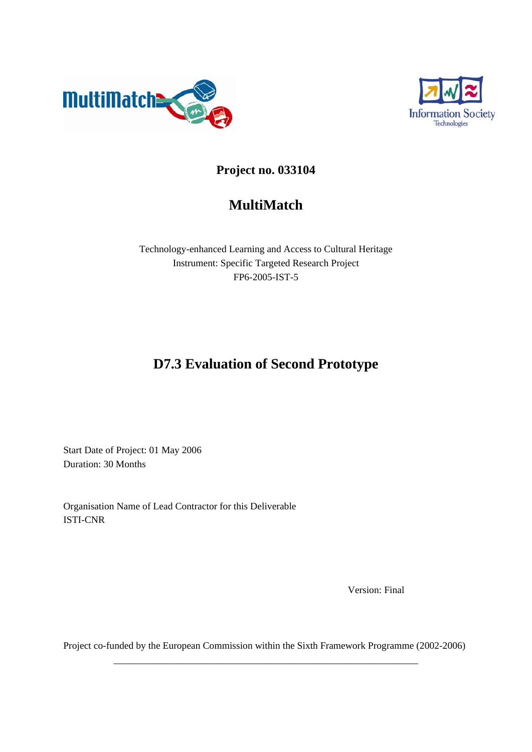**Project no. 033104**

# MultiMatch

Technology-enhanced Learning and Access to Cultural Heritage
Instrument: Specific Targeted Research Project
FP6-2005-IST-5

# D7.3 Evaluation of Second Prototype

Start Date of Project: 01 May 2006
Duration: 30 Months

Organisation Name of Lead Contractor for this Deliverable
ISTI-CNR

Version: Final

Project co-funded by the European Commission within the Sixth Framework Programme (2002-2006)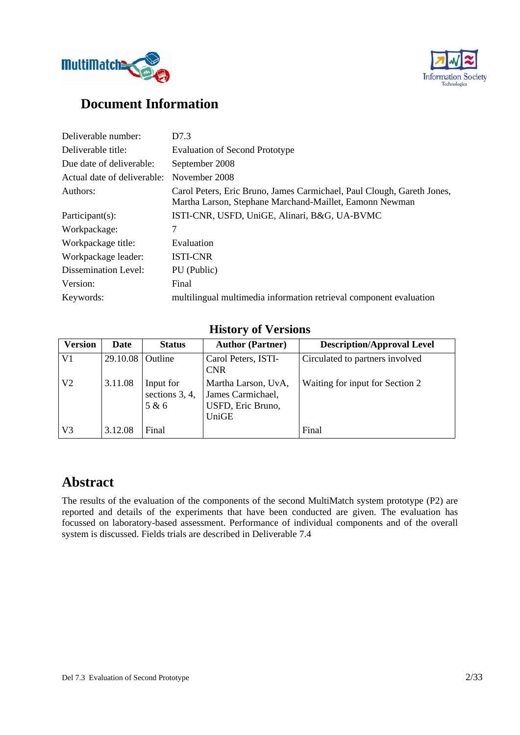# Document Information

| | |
|---|---|
| Deliverable number: | D7.3 |
| Deliverable title: | Evaluation of Second Prototype |
| Due date of deliverable: | September 2008 |
| Actual date of deliverable: | November 2008 |
| Authors: | Carol Peters, Eric Bruno, James Carmichael, Paul Clough, Gareth Jones, Martha Larson, Stephane Marchand-Maillet, Eamonn Newman |
| Participant(s): | ISTI-CNR, USFD, UniGE, Alinari, B&G, UA-BVMC |
| Workpackage: | 7 |
| Workpackage title: | Evaluation |
| Workpackage leader: | ISTI-CNR |
| Dissemination Level: | PU (Public) |
| Version: | Final |
| Keywords: | multilingual multimedia information retrieval component evaluation |

## History of Versions

| Version | Date | Status | Author (Partner) | Description/Approval Level |
|---|---|---|---|---|
| V1 | 29.10.08 | Outline | Carol Peters, ISTI-CNR | Circulated to partners involved |
| V2 | 3.11.08 | Input for sections 3, 4, 5 & 6 | Martha Larson, UvA, James Carmichael, USFD, Eric Bruno, UniGE | Waiting for input for Section 2 |
| V3 | 3.12.08 | Final | | Final |

# Abstract

The results of the evaluation of the components of the second MultiMatch system prototype (P2) are reported and details of the experiments that have been conducted are given. The evaluation has focussed on laboratory-based assessment. Performance of individual components and of the overall system is discussed. Fields trials are described in Deliverable 7.4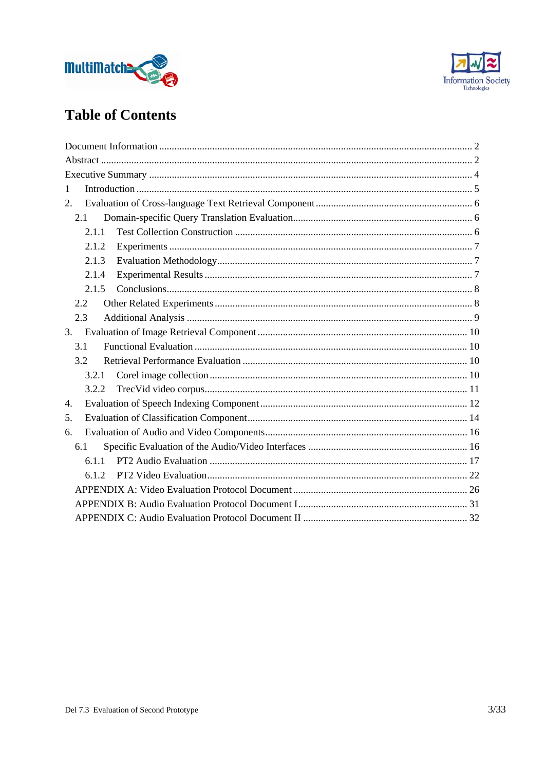# Table of Contents

Document Information ........................................................................................................................ 2
Abstract ................................................................................................................................................ 2
Executive Summary ............................................................................................................................. 4
1 Introduction ...................................................................................................................................... 5
2. Evaluation of Cross-language Text Retrieval Component ............................................................ 6
  2.1 Domain-specific Query Translation Evaluation ........................................................................ 6
    2.1.1 Test Collection Construction ............................................................................................. 6
    2.1.2 Experiments ....................................................................................................................... 7
    2.1.3 Evaluation Methodology .................................................................................................... 7
    2.1.4 Experimental Results ......................................................................................................... 7
    2.1.5 Conclusions ........................................................................................................................ 8
  2.2 Other Related Experiments ....................................................................................................... 8
  2.3 Additional Analysis ................................................................................................................... 9
3. Evaluation of Image Retrieval Component .................................................................................. 10
  3.1 Functional Evaluation ............................................................................................................. 10
  3.2 Retrieval Performance Evaluation .......................................................................................... 10
    3.2.1 Corel image collection ..................................................................................................... 10
    3.2.2 TrecVid video corpus ....................................................................................................... 11
4. Evaluation of Speech Indexing Component ................................................................................. 12
5. Evaluation of Classification Component ...................................................................................... 14
6. Evaluation of Audio and Video Components ............................................................................... 16
  6.1 Specific Evaluation of the Audio/Video Interfaces ................................................................. 16
    6.1.1 PT2 Audio Evaluation ...................................................................................................... 17
    6.1.2 PT2 Video Evaluation ....................................................................................................... 22
  APPENDIX A: Video Evaluation Protocol Document .................................................................... 26
  APPENDIX B: Audio Evaluation Protocol Document I .................................................................. 31
  APPENDIX C: Audio Evaluation Protocol Document II ................................................................ 32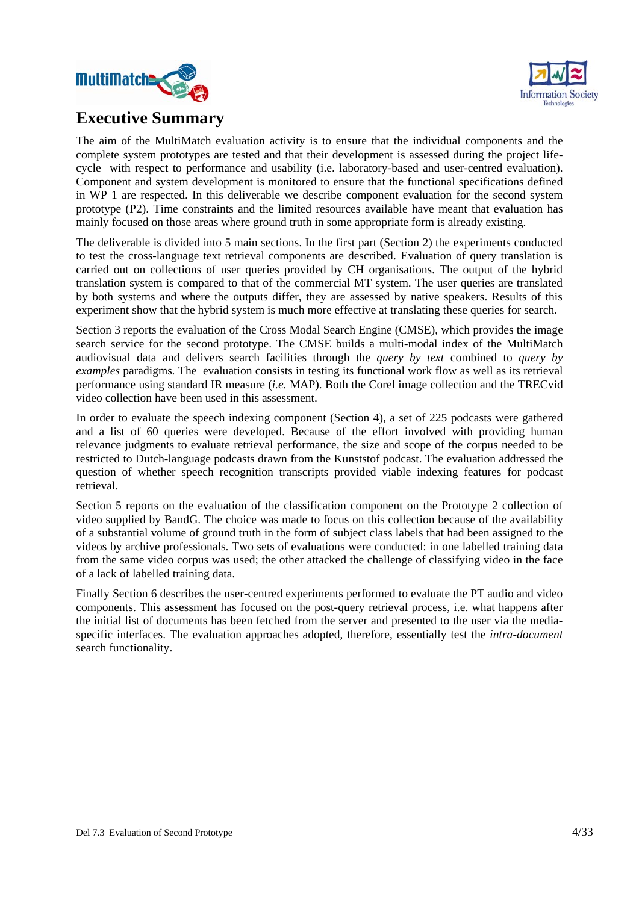# Executive Summary

The aim of the MultiMatch evaluation activity is to ensure that the individual components and the complete system prototypes are tested and that their development is assessed during the project life-cycle with respect to performance and usability (i.e. laboratory-based and user-centred evaluation). Component and system development is monitored to ensure that the functional specifications defined in WP 1 are respected. In this deliverable we describe component evaluation for the second system prototype (P2). Time constraints and the limited resources available have meant that evaluation has mainly focused on those areas where ground truth in some appropriate form is already existing.

The deliverable is divided into 5 main sections. In the first part (Section 2) the experiments conducted to test the cross-language text retrieval components are described. Evaluation of query translation is carried out on collections of user queries provided by CH organisations. The output of the hybrid translation system is compared to that of the commercial MT system. The user queries are translated by both systems and where the outputs differ, they are assessed by native speakers. Results of this experiment show that the hybrid system is much more effective at translating these queries for search.

Section 3 reports the evaluation of the Cross Modal Search Engine (CMSE), which provides the image search service for the second prototype. The CMSE builds a multi-modal index of the MultiMatch audiovisual data and delivers search facilities through the *query by text* combined to *query by examples* paradigms. The evaluation consists in testing its functional work flow as well as its retrieval performance using standard IR measure (*i.e.* MAP). Both the Corel image collection and the TRECvid video collection have been used in this assessment.

In order to evaluate the speech indexing component (Section 4), a set of 225 podcasts were gathered and a list of 60 queries were developed. Because of the effort involved with providing human relevance judgments to evaluate retrieval performance, the size and scope of the corpus needed to be restricted to Dutch-language podcasts drawn from the Kunststof podcast. The evaluation addressed the question of whether speech recognition transcripts provided viable indexing features for podcast retrieval.

Section 5 reports on the evaluation of the classification component on the Prototype 2 collection of video supplied by BandG. The choice was made to focus on this collection because of the availability of a substantial volume of ground truth in the form of subject class labels that had been assigned to the videos by archive professionals. Two sets of evaluations were conducted: in one labelled training data from the same video corpus was used; the other attacked the challenge of classifying video in the face of a lack of labelled training data.

Finally Section 6 describes the user-centred experiments performed to evaluate the PT audio and video components. This assessment has focused on the post-query retrieval process, i.e. what happens after the initial list of documents has been fetched from the server and presented to the user via the media-specific interfaces. The evaluation approaches adopted, therefore, essentially test the *intra-document* search functionality.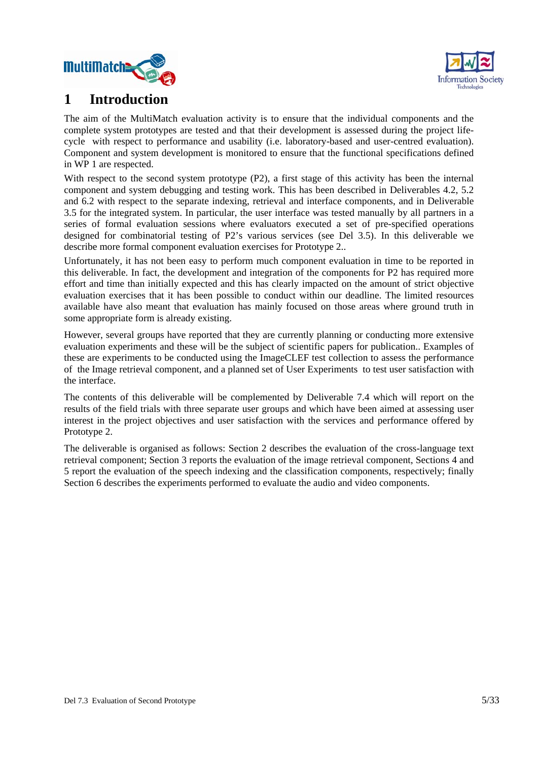# 1 Introduction

The aim of the MultiMatch evaluation activity is to ensure that the individual components and the complete system prototypes are tested and that their development is assessed during the project life-cycle with respect to performance and usability (i.e. laboratory-based and user-centred evaluation). Component and system development is monitored to ensure that the functional specifications defined in WP 1 are respected.

With respect to the second system prototype (P2), a first stage of this activity has been the internal component and system debugging and testing work. This has been described in Deliverables 4.2, 5.2 and 6.2 with respect to the separate indexing, retrieval and interface components, and in Deliverable 3.5 for the integrated system. In particular, the user interface was tested manually by all partners in a series of formal evaluation sessions where evaluators executed a set of pre-specified operations designed for combinatorial testing of P2's various services (see Del 3.5). In this deliverable we describe more formal component evaluation exercises for Prototype 2..

Unfortunately, it has not been easy to perform much component evaluation in time to be reported in this deliverable. In fact, the development and integration of the components for P2 has required more effort and time than initially expected and this has clearly impacted on the amount of strict objective evaluation exercises that it has been possible to conduct within our deadline. The limited resources available have also meant that evaluation has mainly focused on those areas where ground truth in some appropriate form is already existing.

However, several groups have reported that they are currently planning or conducting more extensive evaluation experiments and these will be the subject of scientific papers for publication.. Examples of these are experiments to be conducted using the ImageCLEF test collection to assess the performance of the Image retrieval component, and a planned set of User Experiments to test user satisfaction with the interface.

The contents of this deliverable will be complemented by Deliverable 7.4 which will report on the results of the field trials with three separate user groups and which have been aimed at assessing user interest in the project objectives and user satisfaction with the services and performance offered by Prototype 2.

The deliverable is organised as follows: Section 2 describes the evaluation of the cross-language text retrieval component; Section 3 reports the evaluation of the image retrieval component, Sections 4 and 5 report the evaluation of the speech indexing and the classification components, respectively; finally Section 6 describes the experiments performed to evaluate the audio and video components.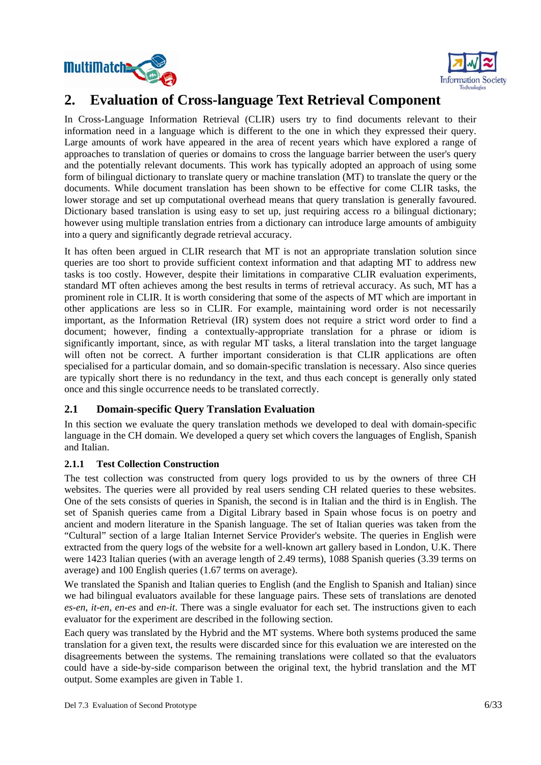# 2. Evaluation of Cross-language Text Retrieval Component

In Cross-Language Information Retrieval (CLIR) users try to find documents relevant to their information need in a language which is different to the one in which they expressed their query. Large amounts of work have appeared in the area of recent years which have explored a range of approaches to translation of queries or domains to cross the language barrier between the user's query and the potentially relevant documents. This work has typically adopted an approach of using some form of bilingual dictionary to translate query or machine translation (MT) to translate the query or the documents. While document translation has been shown to be effective for come CLIR tasks, the lower storage and set up computational overhead means that query translation is generally favoured. Dictionary based translation is using easy to set up, just requiring access ro a bilingual dictionary; however using multiple translation entries from a dictionary can introduce large amounts of ambiguity into a query and significantly degrade retrieval accuracy.

It has often been argued in CLIR research that MT is not an appropriate translation solution since queries are too short to provide sufficient context information and that adapting MT to address new tasks is too costly. However, despite their limitations in comparative CLIR evaluation experiments, standard MT often achieves among the best results in terms of retrieval accuracy. As such, MT has a prominent role in CLIR. It is worth considering that some of the aspects of MT which are important in other applications are less so in CLIR. For example, maintaining word order is not necessarily important, as the Information Retrieval (IR) system does not require a strict word order to find a document; however, finding a contextually-appropriate translation for a phrase or idiom is significantly important, since, as with regular MT tasks, a literal translation into the target language will often not be correct. A further important consideration is that CLIR applications are often specialised for a particular domain, and so domain-specific translation is necessary. Also since queries are typically short there is no redundancy in the text, and thus each concept is generally only stated once and this single occurrence needs to be translated correctly.

## 2.1 Domain-specific Query Translation Evaluation

In this section we evaluate the query translation methods we developed to deal with domain-specific language in the CH domain. We developed a query set which covers the languages of English, Spanish and Italian.

### 2.1.1 Test Collection Construction

The test collection was constructed from query logs provided to us by the owners of three CH websites. The queries were all provided by real users sending CH related queries to these websites. One of the sets consists of queries in Spanish, the second is in Italian and the third is in English. The set of Spanish queries came from a Digital Library based in Spain whose focus is on poetry and ancient and modern literature in the Spanish language. The set of Italian queries was taken from the "Cultural" section of a large Italian Internet Service Provider's website. The queries in English were extracted from the query logs of the website for a well-known art gallery based in London, U.K. There were 1423 Italian queries (with an average length of 2.49 terms), 1088 Spanish queries (3.39 terms on average) and 100 English queries (1.67 terms on average).

We translated the Spanish and Italian queries to English (and the English to Spanish and Italian) since we had bilingual evaluators available for these language pairs. These sets of translations are denoted *es-en*, *it-en*, *en-es* and *en-it*. There was a single evaluator for each set. The instructions given to each evaluator for the experiment are described in the following section.

Each query was translated by the Hybrid and the MT systems. Where both systems produced the same translation for a given text, the results were discarded since for this evaluation we are interested on the disagreements between the systems. The remaining translations were collated so that the evaluators could have a side-by-side comparison between the original text, the hybrid translation and the MT output. Some examples are given in Table 1.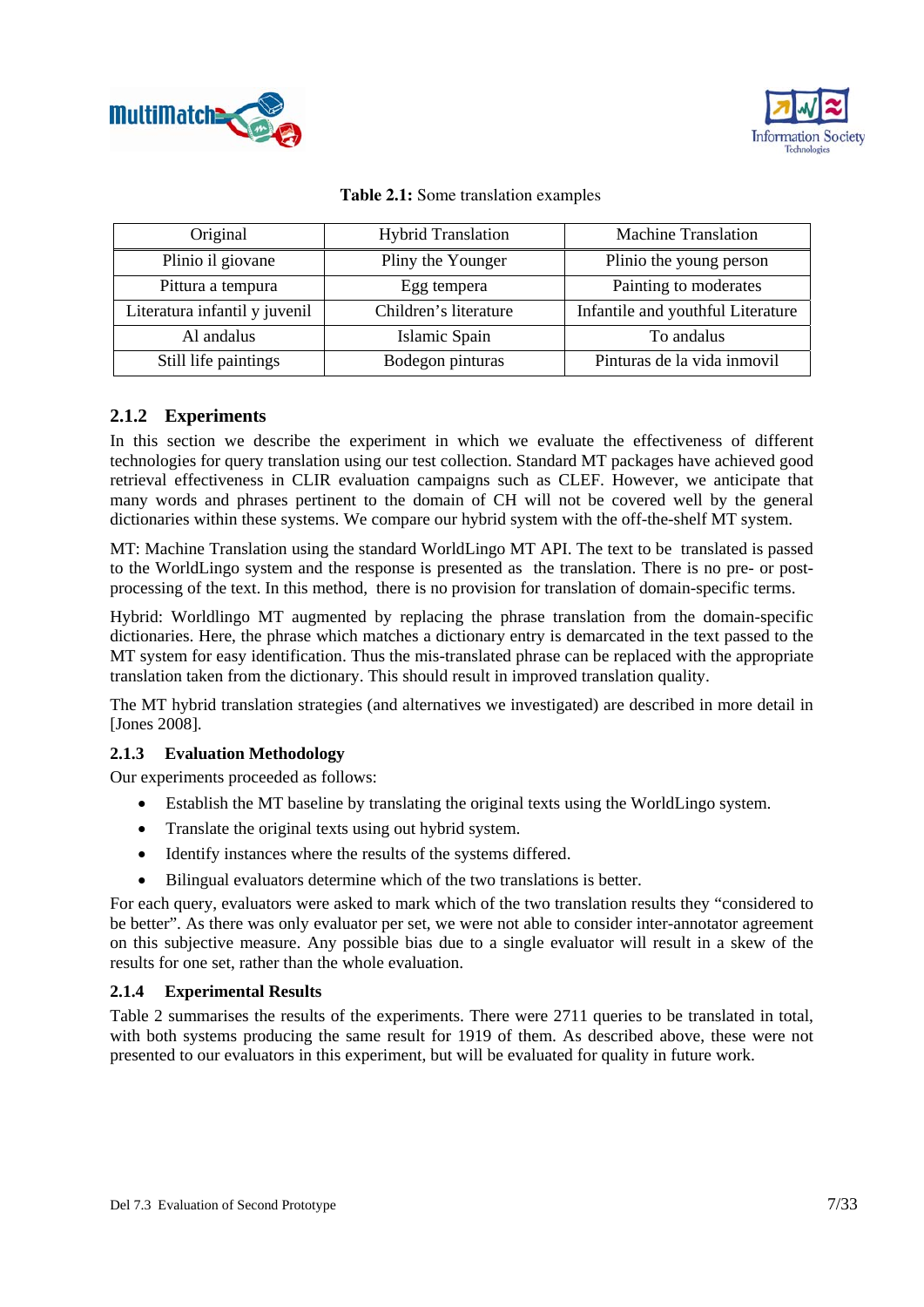**Table 2.1:** Some translation examples

| Original | Hybrid Translation | Machine Translation |
|---|---|---|
| Plinio il giovane | Pliny the Younger | Plinio the young person |
| Pittura a tempura | Egg tempera | Painting to moderates |
| Literatura infantil y juvenil | Children's literature | Infantile and youthful Literature |
| Al andalus | Islamic Spain | To andalus |
| Still life paintings | Bodegon pinturas | Pinturas de la vida inmovil |

### 2.1.2 Experiments

In this section we describe the experiment in which we evaluate the effectiveness of different technologies for query translation using our test collection. Standard MT packages have achieved good retrieval effectiveness in CLIR evaluation campaigns such as CLEF. However, we anticipate that many words and phrases pertinent to the domain of CH will not be covered well by the general dictionaries within these systems. We compare our hybrid system with the off-the-shelf MT system.

MT: Machine Translation using the standard WorldLingo MT API. The text to be translated is passed to the WorldLingo system and the response is presented as the translation. There is no pre- or post-processing of the text. In this method, there is no provision for translation of domain-specific terms.

Hybrid: Worldlingo MT augmented by replacing the phrase translation from the domain-specific dictionaries. Here, the phrase which matches a dictionary entry is demarcated in the text passed to the MT system for easy identification. Thus the mis-translated phrase can be replaced with the appropriate translation taken from the dictionary. This should result in improved translation quality.

The MT hybrid translation strategies (and alternatives we investigated) are described in more detail in [Jones 2008].

#### 2.1.3 Evaluation Methodology

Our experiments proceeded as follows:

- Establish the MT baseline by translating the original texts using the WorldLingo system.
- Translate the original texts using out hybrid system.
- Identify instances where the results of the systems differed.
- Bilingual evaluators determine which of the two translations is better.

For each query, evaluators were asked to mark which of the two translation results they "considered to be better". As there was only evaluator per set, we were not able to consider inter-annotator agreement on this subjective measure. Any possible bias due to a single evaluator will result in a skew of the results for one set, rather than the whole evaluation.

#### 2.1.4 Experimental Results

Table 2 summarises the results of the experiments. There were 2711 queries to be translated in total, with both systems producing the same result for 1919 of them. As described above, these were not presented to our evaluators in this experiment, but will be evaluated for quality in future work.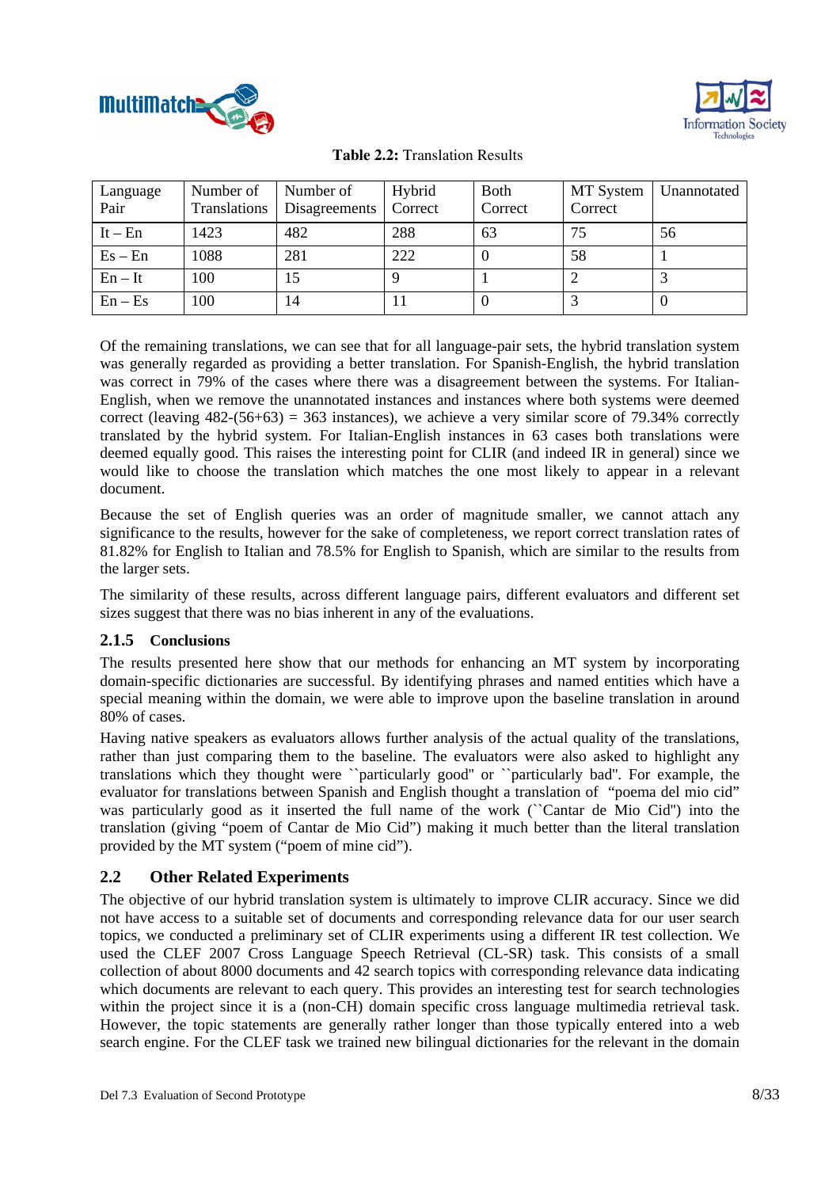**Table 2.2:** Translation Results

| Language Pair | Number of Translations | Number of Disagreements | Hybrid Correct | Both Correct | MT System Correct | Unannotated |
|---|---|---|---|---|---|---|
| It – En | 1423 | 482 | 288 | 63 | 75 | 56 |
| Es – En | 1088 | 281 | 222 | 0 | 58 | 1 |
| En – It | 100 | 15 | 9 | 1 | 2 | 3 |
| En – Es | 100 | 14 | 11 | 0 | 3 | 0 |

Of the remaining translations, we can see that for all language-pair sets, the hybrid translation system was generally regarded as providing a better translation. For Spanish-English, the hybrid translation was correct in 79% of the cases where there was a disagreement between the systems. For Italian-English, when we remove the unannotated instances and instances where both systems were deemed correct (leaving 482-(56+63) = 363 instances), we achieve a very similar score of 79.34% correctly translated by the hybrid system. For Italian-English instances in 63 cases both translations were deemed equally good. This raises the interesting point for CLIR (and indeed IR in general) since we would like to choose the translation which matches the one most likely to appear in a relevant document.

Because the set of English queries was an order of magnitude smaller, we cannot attach any significance to the results, however for the sake of completeness, we report correct translation rates of 81.82% for English to Italian and 78.5% for English to Spanish, which are similar to the results from the larger sets.

The similarity of these results, across different language pairs, different evaluators and different set sizes suggest that there was no bias inherent in any of the evaluations.

### 2.1.5 Conclusions

The results presented here show that our methods for enhancing an MT system by incorporating domain-specific dictionaries are successful. By identifying phrases and named entities which have a special meaning within the domain, we were able to improve upon the baseline translation in around 80% of cases.

Having native speakers as evaluators allows further analysis of the actual quality of the translations, rather than just comparing them to the baseline. The evaluators were also asked to highlight any translations which they thought were ``particularly good'' or ``particularly bad''. For example, the evaluator for translations between Spanish and English thought a translation of "poema del mio cid" was particularly good as it inserted the full name of the work (``Cantar de Mio Cid'') into the translation (giving "poem of Cantar de Mio Cid") making it much better than the literal translation provided by the MT system ("poem of mine cid").

## 2.2 Other Related Experiments

The objective of our hybrid translation system is ultimately to improve CLIR accuracy. Since we did not have access to a suitable set of documents and corresponding relevance data for our user search topics, we conducted a preliminary set of CLIR experiments using a different IR test collection. We used the CLEF 2007 Cross Language Speech Retrieval (CL-SR) task. This consists of a small collection of about 8000 documents and 42 search topics with corresponding relevance data indicating which documents are relevant to each query. This provides an interesting test for search technologies within the project since it is a (non-CH) domain specific cross language multimedia retrieval task. However, the topic statements are generally rather longer than those typically entered into a web search engine. For the CLEF task we trained new bilingual dictionaries for the relevant in the domain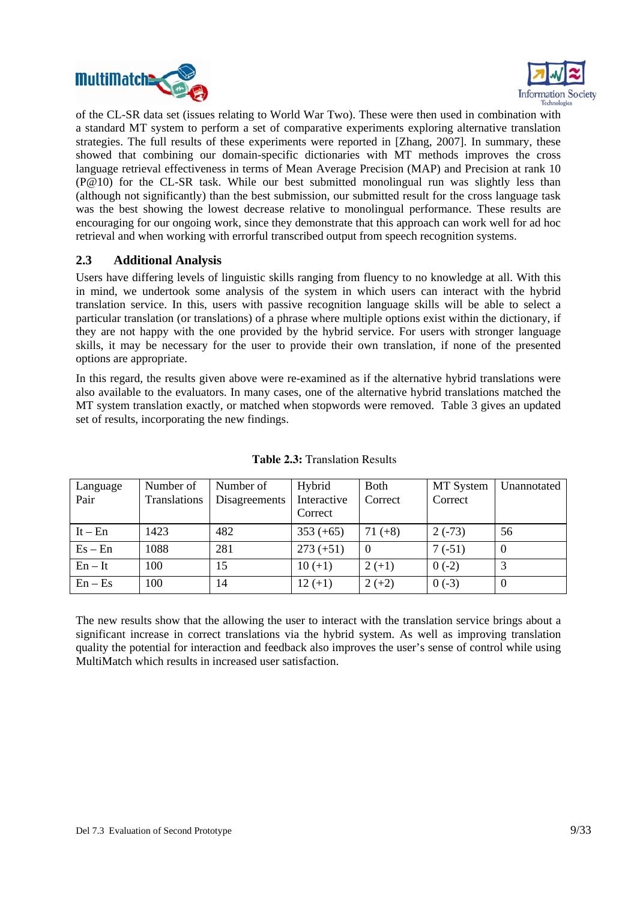of the CL-SR data set (issues relating to World War Two). These were then used in combination with a standard MT system to perform a set of comparative experiments exploring alternative translation strategies. The full results of these experiments were reported in [Zhang, 2007]. In summary, these showed that combining our domain-specific dictionaries with MT methods improves the cross language retrieval effectiveness in terms of Mean Average Precision (MAP) and Precision at rank 10 (P@10) for the CL-SR task. While our best submitted monolingual run was slightly less than (although not significantly) than the best submission, our submitted result for the cross language task was the best showing the lowest decrease relative to monolingual performance. These results are encouraging for our ongoing work, since they demonstrate that this approach can work well for ad hoc retrieval and when working with errorful transcribed output from speech recognition systems.

## 2.3 Additional Analysis

Users have differing levels of linguistic skills ranging from fluency to no knowledge at all. With this in mind, we undertook some analysis of the system in which users can interact with the hybrid translation service. In this, users with passive recognition language skills will be able to select a particular translation (or translations) of a phrase where multiple options exist within the dictionary, if they are not happy with the one provided by the hybrid service. For users with stronger language skills, it may be necessary for the user to provide their own translation, if none of the presented options are appropriate.

In this regard, the results given above were re-examined as if the alternative hybrid translations were also available to the evaluators. In many cases, one of the alternative hybrid translations matched the MT system translation exactly, or matched when stopwords were removed. Table 3 gives an updated set of results, incorporating the new findings.

**Table 2.3:** Translation Results

| Language Pair | Number of Translations | Number of Disagreements | Hybrid Interactive Correct | Both Correct | MT System Correct | Unannotated |
|---|---|---|---|---|---|---|
| It – En | 1423 | 482 | 353 (+65) | 71 (+8) | 2 (-73) | 56 |
| Es – En | 1088 | 281 | 273 (+51) | 0 | 7 (-51) | 0 |
| En – It | 100 | 15 | 10 (+1) | 2 (+1) | 0 (-2) | 3 |
| En – Es | 100 | 14 | 12 (+1) | 2 (+2) | 0 (-3) | 0 |

The new results show that the allowing the user to interact with the translation service brings about a significant increase in correct translations via the hybrid system. As well as improving translation quality the potential for interaction and feedback also improves the user's sense of control while using MultiMatch which results in increased user satisfaction.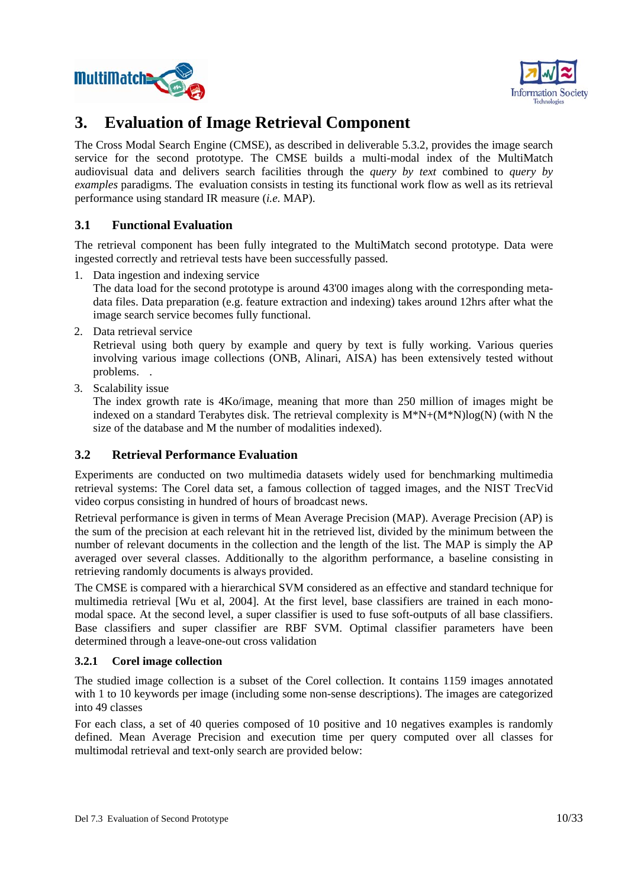# 3. Evaluation of Image Retrieval Component

The Cross Modal Search Engine (CMSE), as described in deliverable 5.3.2, provides the image search service for the second prototype. The CMSE builds a multi-modal index of the MultiMatch audiovisual data and delivers search facilities through the *query by text* combined to *query by examples* paradigms. The evaluation consists in testing its functional work flow as well as its retrieval performance using standard IR measure (*i.e.* MAP).

## 3.1 Functional Evaluation

The retrieval component has been fully integrated to the MultiMatch second prototype. Data were ingested correctly and retrieval tests have been successfully passed.

1. Data ingestion and indexing service
   The data load for the second prototype is around 43'00 images along with the corresponding meta-data files. Data preparation (e.g. feature extraction and indexing) takes around 12hrs after what the image search service becomes fully functional.
2. Data retrieval service
   Retrieval using both query by example and query by text is fully working. Various queries involving various image collections (ONB, Alinari, AISA) has been extensively tested without problems. .
3. Scalability issue
   The index growth rate is 4Ko/image, meaning that more than 250 million of images might be indexed on a standard Terabytes disk. The retrieval complexity is M*N+(M*N)log(N) (with N the size of the database and M the number of modalities indexed).

## 3.2 Retrieval Performance Evaluation

Experiments are conducted on two multimedia datasets widely used for benchmarking multimedia retrieval systems: The Corel data set, a famous collection of tagged images, and the NIST TrecVid video corpus consisting in hundred of hours of broadcast news.

Retrieval performance is given in terms of Mean Average Precision (MAP). Average Precision (AP) is the sum of the precision at each relevant hit in the retrieved list, divided by the minimum between the number of relevant documents in the collection and the length of the list. The MAP is simply the AP averaged over several classes. Additionally to the algorithm performance, a baseline consisting in retrieving randomly documents is always provided.

The CMSE is compared with a hierarchical SVM considered as an effective and standard technique for multimedia retrieval [Wu et al, 2004]. At the first level, base classifiers are trained in each mono-modal space. At the second level, a super classifier is used to fuse soft-outputs of all base classifiers. Base classifiers and super classifier are RBF SVM. Optimal classifier parameters have been determined through a leave-one-out cross validation

### 3.2.1 Corel image collection

The studied image collection is a subset of the Corel collection. It contains 1159 images annotated with 1 to 10 keywords per image (including some non-sense descriptions). The images are categorized into 49 classes

For each class, a set of 40 queries composed of 10 positive and 10 negatives examples is randomly defined. Mean Average Precision and execution time per query computed over all classes for multimodal retrieval and text-only search are provided below: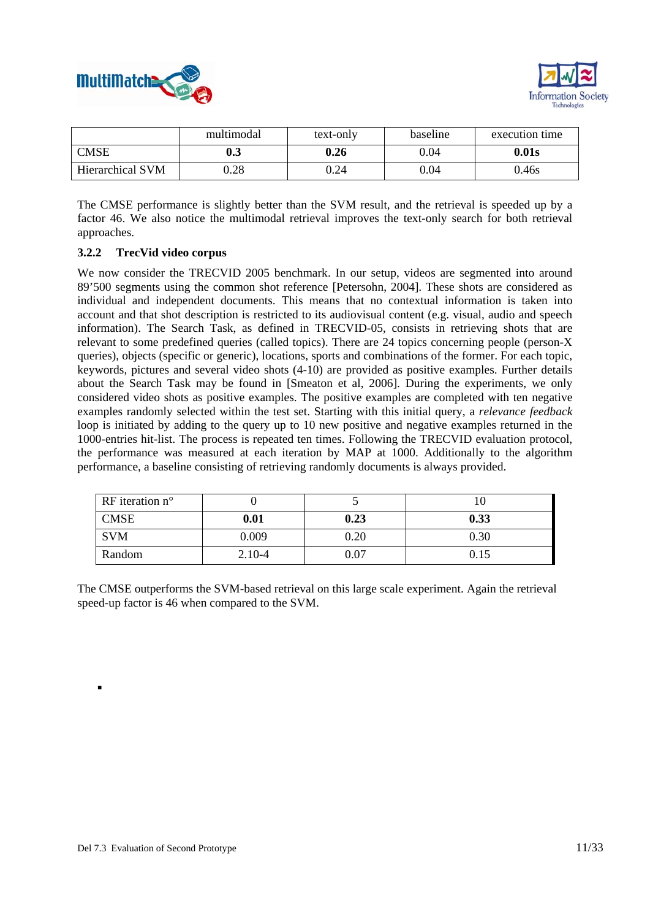| | multimodal | text-only | baseline | execution time |
|---|---|---|---|---|
| CMSE | **0.3** | **0.26** | 0.04 | **0.01s** |
| Hierarchical SVM | 0.28 | 0.24 | 0.04 | 0.46s |

The CMSE performance is slightly better than the SVM result, and the retrieval is speeded up by a factor 46. We also notice the multimodal retrieval improves the text-only search for both retrieval approaches.

### 3.2.2 TrecVid video corpus

We now consider the TRECVID 2005 benchmark. In our setup, videos are segmented into around 89’500 segments using the common shot reference [Petersohn, 2004]. These shots are considered as individual and independent documents. This means that no contextual information is taken into account and that shot description is restricted to its audiovisual content (e.g. visual, audio and speech information). The Search Task, as defined in TRECVID-05, consists in retrieving shots that are relevant to some predefined queries (called topics). There are 24 topics concerning people (person-X queries), objects (specific or generic), locations, sports and combinations of the former. For each topic, keywords, pictures and several video shots (4-10) are provided as positive examples. Further details about the Search Task may be found in [Smeaton et al, 2006]. During the experiments, we only considered video shots as positive examples. The positive examples are completed with ten negative examples randomly selected within the test set. Starting with this initial query, a *relevance feedback* loop is initiated by adding to the query up to 10 new positive and negative examples returned in the 1000-entries hit-list. The process is repeated ten times. Following the TRECVID evaluation protocol, the performance was measured at each iteration by MAP at 1000. Additionally to the algorithm performance, a baseline consisting of retrieving randomly documents is always provided.

| RF iteration n° | 0 | 5 | 10 |
|---|---|---|---|
| CMSE | **0.01** | **0.23** | **0.33** |
| SVM | 0.009 | 0.20 | 0.30 |
| Random | 2.10-4 | 0.07 | 0.15 |

The CMSE outperforms the SVM-based retrieval on this large scale experiment. Again the retrieval speed-up factor is 46 when compared to the SVM.

▪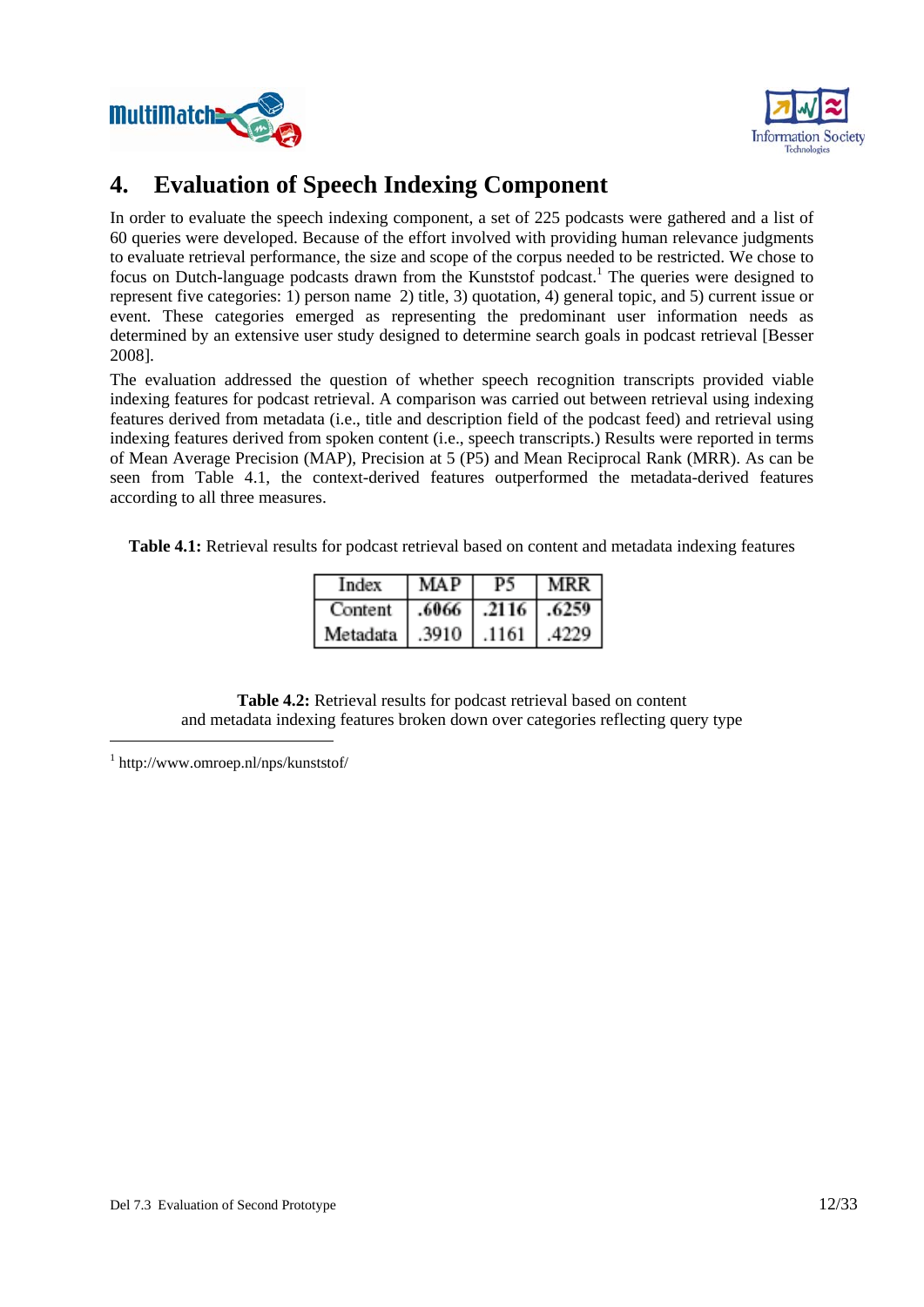# 4. Evaluation of Speech Indexing Component

In order to evaluate the speech indexing component, a set of 225 podcasts were gathered and a list of 60 queries were developed. Because of the effort involved with providing human relevance judgments to evaluate retrieval performance, the size and scope of the corpus needed to be restricted. We chose to focus on Dutch-language podcasts drawn from the Kunststof podcast.[1] The queries were designed to represent five categories: 1) person name 2) title, 3) quotation, 4) general topic, and 5) current issue or event. These categories emerged as representing the predominant user information needs as determined by an extensive user study designed to determine search goals in podcast retrieval [Besser 2008].

The evaluation addressed the question of whether speech recognition transcripts provided viable indexing features for podcast retrieval. A comparison was carried out between retrieval using indexing features derived from metadata (i.e., title and description field of the podcast feed) and retrieval using indexing features derived from spoken content (i.e., speech transcripts.) Results were reported in terms of Mean Average Precision (MAP), Precision at 5 (P5) and Mean Reciprocal Rank (MRR). As can be seen from Table 4.1, the context-derived features outperformed the metadata-derived features according to all three measures.

**Table 4.1:** Retrieval results for podcast retrieval based on content and metadata indexing features

| Index | MAP | P5 | MRR |
|---|---|---|---|
| Content | **.6066** | **.2116** | **.6259** |
| Metadata | .3910 | .1161 | .4229 |

**Table 4.2:** Retrieval results for podcast retrieval based on content and metadata indexing features broken down over categories reflecting query type

[1] http://www.omroep.nl/nps/kunststof/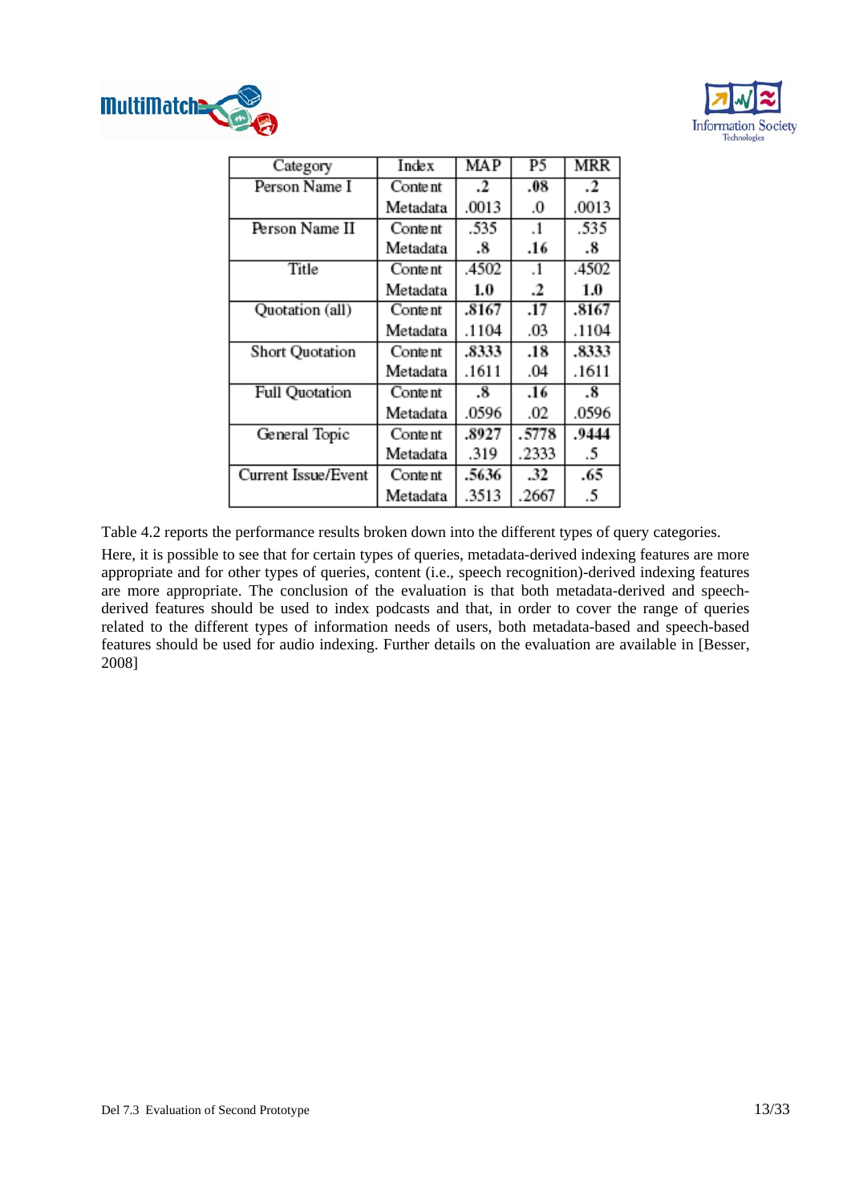| Category | Index | MAP | P5 | MRR |
|---|---|---|---|---|
| Person Name I | Content | **.2** | **.08** | **.2** |
| | Metadata | .0013 | .0 | .0013 |
| Person Name II | Content | .535 | .1 | .535 |
| | Metadata | **.8** | **.16** | **.8** |
| Title | Content | .4502 | .1 | .4502 |
| | Metadata | **1.0** | **.2** | **1.0** |
| Quotation (all) | Content | **.8167** | **.17** | **.8167** |
| | Metadata | .1104 | .03 | .1104 |
| Short Quotation | Content | **.8333** | **.18** | **.8333** |
| | Metadata | .1611 | .04 | .1611 |
| Full Quotation | Content | **.8** | **.16** | **.8** |
| | Metadata | .0596 | .02 | .0596 |
| General Topic | Content | **.8927** | **.5778** | **.9444** |
| | Metadata | .319 | .2333 | .5 |
| Current Issue/Event | Content | **.5636** | **.32** | **.65** |
| | Metadata | .3513 | .2667 | .5 |

Table 4.2 reports the performance results broken down into the different types of query categories.

Here, it is possible to see that for certain types of queries, metadata-derived indexing features are more appropriate and for other types of queries, content (i.e., speech recognition)-derived indexing features are more appropriate. The conclusion of the evaluation is that both metadata-derived and speech-derived features should be used to index podcasts and that, in order to cover the range of queries related to the different types of information needs of users, both metadata-based and speech-based features should be used for audio indexing. Further details on the evaluation are available in [Besser, 2008]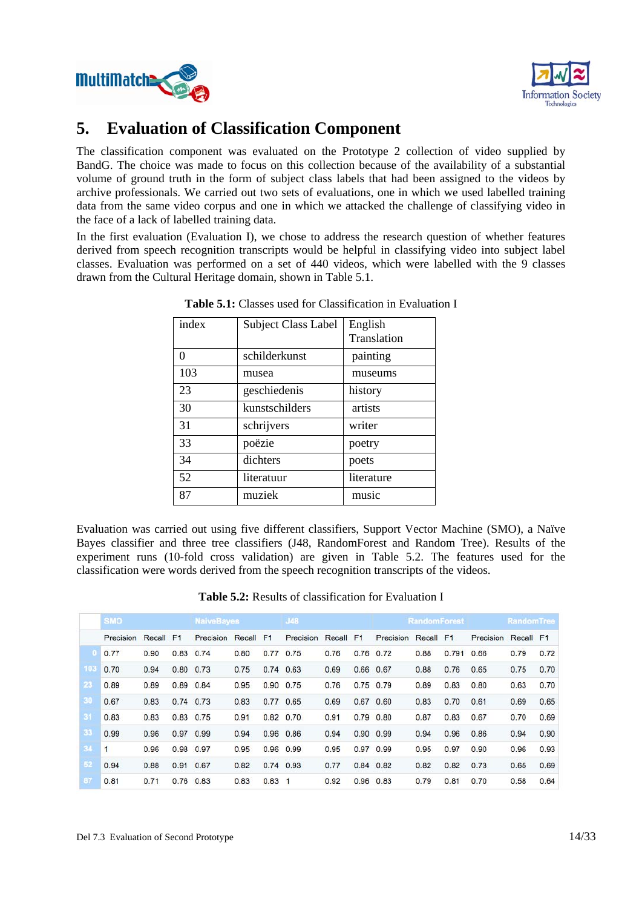# 5. Evaluation of Classification Component

The classification component was evaluated on the Prototype 2 collection of video supplied by BandG. The choice was made to focus on this collection because of the availability of a substantial volume of ground truth in the form of subject class labels that had been assigned to the videos by archive professionals. We carried out two sets of evaluations, one in which we used labelled training data from the same video corpus and one in which we attacked the challenge of classifying video in the face of a lack of labelled training data.

In the first evaluation (Evaluation I), we chose to address the research question of whether features derived from speech recognition transcripts would be helpful in classifying video into subject label classes. Evaluation was performed on a set of 440 videos, which were labelled with the 9 classes drawn from the Cultural Heritage domain, shown in Table 5.1.

**Table 5.1:** Classes used for Classification in Evaluation I

| index | Subject Class Label | English Translation |
|---|---|---|
| 0 | schilderkunst | painting |
| 103 | musea | museums |
| 23 | geschiedenis | history |
| 30 | kunstschilders | artists |
| 31 | schrijvers | writer |
| 33 | poëzie | poetry |
| 34 | dichters | poets |
| 52 | literatuur | literature |
| 87 | muziek | music |

Evaluation was carried out using five different classifiers, Support Vector Machine (SMO), a Naïve Bayes classifier and three tree classifiers (J48, RandomForest and Random Tree). Results of the experiment runs (10-fold cross validation) are given in Table 5.2. The features used for the classification were words derived from the speech recognition transcripts of the videos.

**Table 5.2:** Results of classification for Evaluation I

| | SMO | | | NaiveBayes | | | J48 | | | RandomForest | | | RandomTree | | |
|---|---|---|---|---|---|---|---|---|---|---|---|---|---|---|---|
| | Precision | Recall | F1 | Precision | Recall | F1 | Precision | Recall | F1 | Precision | Recall | F1 | Precision | Recall | F1 |
| 0 | 0.77 | 0.90 | 0.83 | 0.74 | 0.80 | 0.77 | 0.75 | 0.76 | 0.76 | 0.72 | 0.88 | 0.791 | 0.66 | 0.79 | 0.72 |
| 103 | 0.70 | 0.94 | 0.80 | 0.73 | 0.75 | 0.74 | 0.63 | 0.69 | 0.66 | 0.67 | 0.88 | 0.76 | 0.65 | 0.75 | 0.70 |
| 23 | 0.89 | 0.89 | 0.89 | 0.84 | 0.95 | 0.90 | 0.75 | 0.76 | 0.75 | 0.79 | 0.89 | 0.83 | 0.80 | 0.63 | 0.70 |
| 30 | 0.67 | 0.83 | 0.74 | 0.73 | 0.83 | 0.77 | 0.65 | 0.69 | 0.67 | 0.60 | 0.83 | 0.70 | 0.61 | 0.69 | 0.65 |
| 31 | 0.83 | 0.83 | 0.83 | 0.75 | 0.91 | 0.82 | 0.70 | 0.91 | 0.79 | 0.80 | 0.87 | 0.83 | 0.67 | 0.70 | 0.69 |
| 33 | 0.99 | 0.96 | 0.97 | 0.99 | 0.94 | 0.96 | 0.86 | 0.94 | 0.90 | 0.99 | 0.94 | 0.96 | 0.86 | 0.94 | 0.90 |
| 34 | 1 | 0.96 | 0.98 | 0.97 | 0.95 | 0.96 | 0.99 | 0.95 | 0.97 | 0.99 | 0.95 | 0.97 | 0.90 | 0.96 | 0.93 |
| 52 | 0.94 | 0.88 | 0.91 | 0.67 | 0.82 | 0.74 | 0.93 | 0.77 | 0.84 | 0.82 | 0.82 | 0.82 | 0.73 | 0.65 | 0.69 |
| 87 | 0.81 | 0.71 | 0.76 | 0.83 | 0.83 | 0.83 | 1 | 0.92 | 0.96 | 0.83 | 0.79 | 0.81 | 0.70 | 0.58 | 0.64 |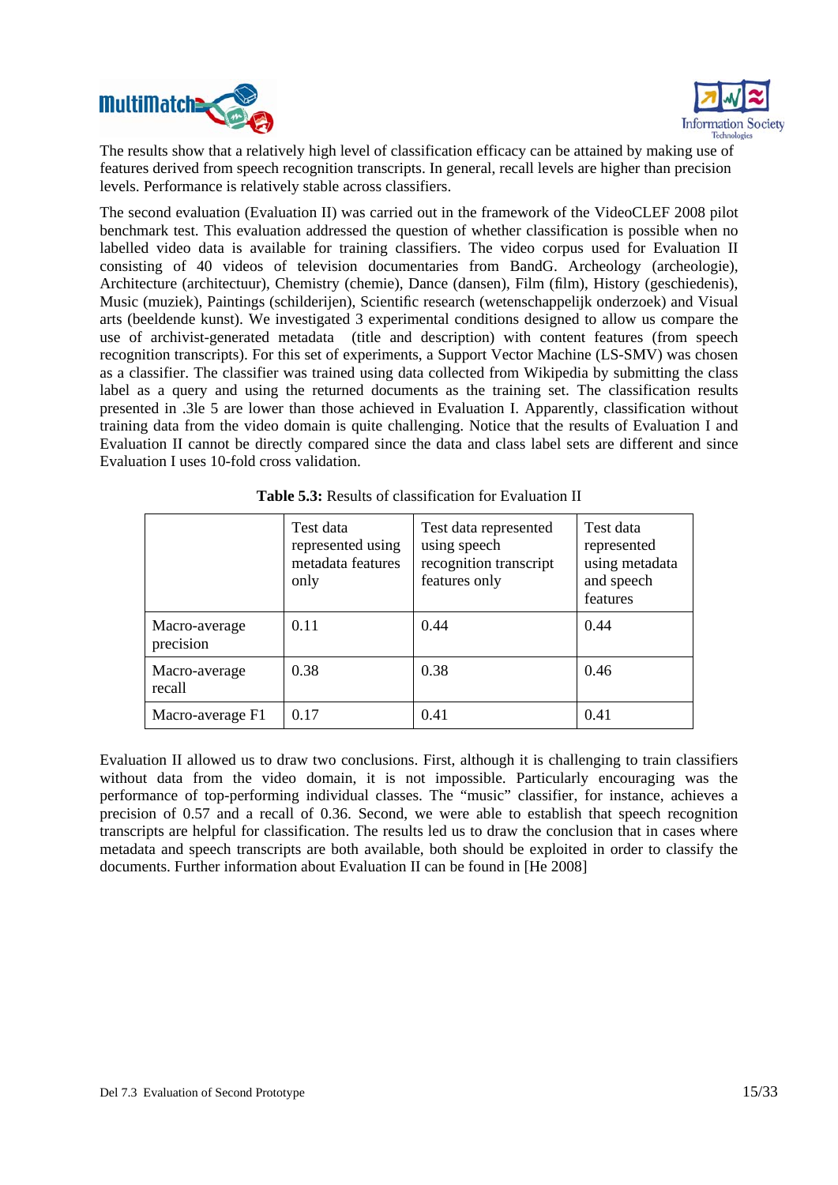The results show that a relatively high level of classification efficacy can be attained by making use of features derived from speech recognition transcripts. In general, recall levels are higher than precision levels. Performance is relatively stable across classifiers.

The second evaluation (Evaluation II) was carried out in the framework of the VideoCLEF 2008 pilot benchmark test. This evaluation addressed the question of whether classification is possible when no labelled video data is available for training classifiers. The video corpus used for Evaluation II consisting of 40 videos of television documentaries from BandG. Archeology (archeologie), Architecture (architectuur), Chemistry (chemie), Dance (dansen), Film (film), History (geschiedenis), Music (muziek), Paintings (schilderijen), Scientific research (wetenschappelijk onderzoek) and Visual arts (beeldende kunst). We investigated 3 experimental conditions designed to allow us compare the use of archivist-generated metadata (title and description) with content features (from speech recognition transcripts). For this set of experiments, a Support Vector Machine (LS-SMV) was chosen as a classifier. The classifier was trained using data collected from Wikipedia by submitting the class label as a query and using the returned documents as the training set. The classification results presented in .3le 5 are lower than those achieved in Evaluation I. Apparently, classification without training data from the video domain is quite challenging. Notice that the results of Evaluation I and Evaluation II cannot be directly compared since the data and class label sets are different and since Evaluation I uses 10-fold cross validation.

**Table 5.3:** Results of classification for Evaluation II

| | Test data represented using metadata features only | Test data represented using speech recognition transcript features only | Test data represented using metadata and speech features |
|---|---|---|---|
| Macro-average precision | 0.11 | 0.44 | 0.44 |
| Macro-average recall | 0.38 | 0.38 | 0.46 |
| Macro-average F1 | 0.17 | 0.41 | 0.41 |

Evaluation II allowed us to draw two conclusions. First, although it is challenging to train classifiers without data from the video domain, it is not impossible. Particularly encouraging was the performance of top-performing individual classes. The "music" classifier, for instance, achieves a precision of 0.57 and a recall of 0.36. Second, we were able to establish that speech recognition transcripts are helpful for classification. The results led us to draw the conclusion that in cases where metadata and speech transcripts are both available, both should be exploited in order to classify the documents. Further information about Evaluation II can be found in [He 2008]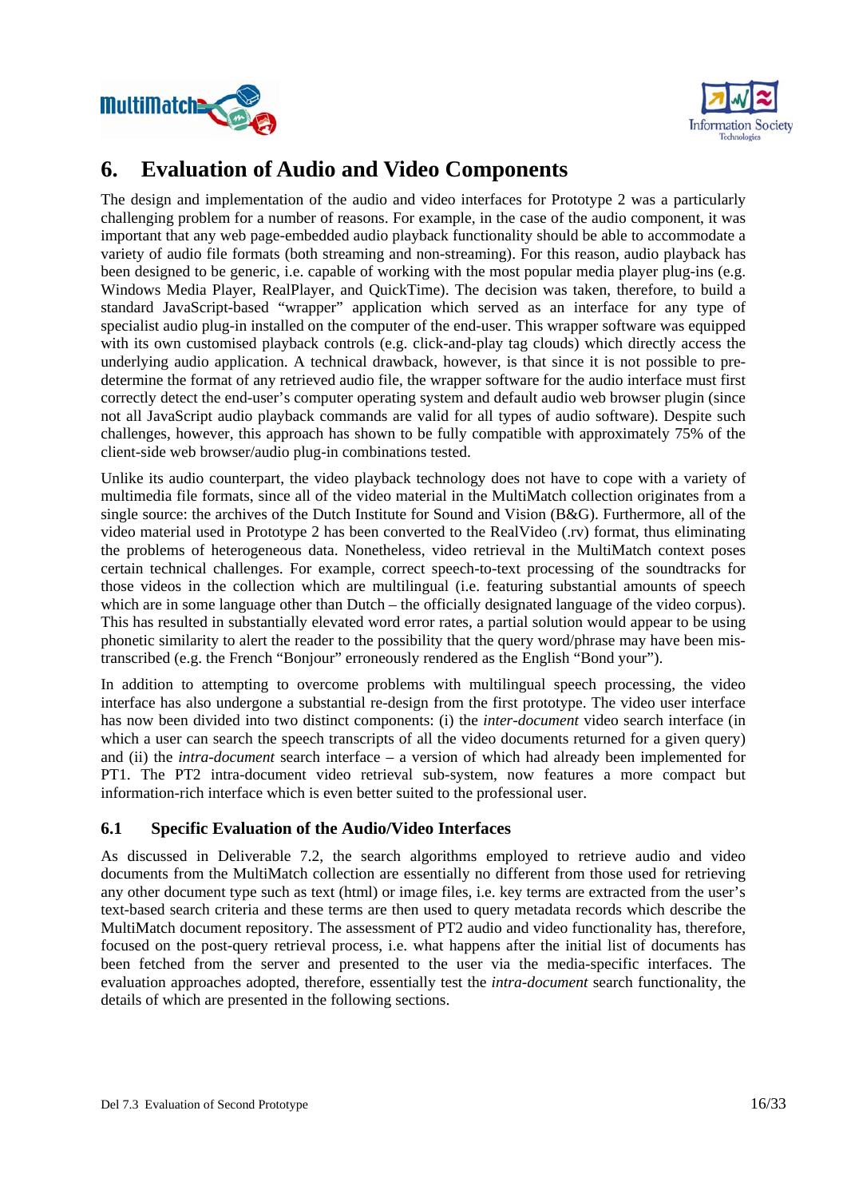# 6. Evaluation of Audio and Video Components

The design and implementation of the audio and video interfaces for Prototype 2 was a particularly challenging problem for a number of reasons. For example, in the case of the audio component, it was important that any web page-embedded audio playback functionality should be able to accommodate a variety of audio file formats (both streaming and non-streaming). For this reason, audio playback has been designed to be generic, i.e. capable of working with the most popular media player plug-ins (e.g. Windows Media Player, RealPlayer, and QuickTime). The decision was taken, therefore, to build a standard JavaScript-based "wrapper" application which served as an interface for any type of specialist audio plug-in installed on the computer of the end-user. This wrapper software was equipped with its own customised playback controls (e.g. click-and-play tag clouds) which directly access the underlying audio application. A technical drawback, however, is that since it is not possible to pre-determine the format of any retrieved audio file, the wrapper software for the audio interface must first correctly detect the end-user's computer operating system and default audio web browser plugin (since not all JavaScript audio playback commands are valid for all types of audio software). Despite such challenges, however, this approach has shown to be fully compatible with approximately 75% of the client-side web browser/audio plug-in combinations tested.

Unlike its audio counterpart, the video playback technology does not have to cope with a variety of multimedia file formats, since all of the video material in the MultiMatch collection originates from a single source: the archives of the Dutch Institute for Sound and Vision (B&G). Furthermore, all of the video material used in Prototype 2 has been converted to the RealVideo (.rv) format, thus eliminating the problems of heterogeneous data. Nonetheless, video retrieval in the MultiMatch context poses certain technical challenges. For example, correct speech-to-text processing of the soundtracks for those videos in the collection which are multilingual (i.e. featuring substantial amounts of speech which are in some language other than Dutch – the officially designated language of the video corpus). This has resulted in substantially elevated word error rates, a partial solution would appear to be using phonetic similarity to alert the reader to the possibility that the query word/phrase may have been mis-transcribed (e.g. the French "Bonjour" erroneously rendered as the English "Bond your").

In addition to attempting to overcome problems with multilingual speech processing, the video interface has also undergone a substantial re-design from the first prototype. The video user interface has now been divided into two distinct components: (i) the *inter-document* video search interface (in which a user can search the speech transcripts of all the video documents returned for a given query) and (ii) the *intra-document* search interface – a version of which had already been implemented for PT1. The PT2 intra-document video retrieval sub-system, now features a more compact but information-rich interface which is even better suited to the professional user.

## 6.1 Specific Evaluation of the Audio/Video Interfaces

As discussed in Deliverable 7.2, the search algorithms employed to retrieve audio and video documents from the MultiMatch collection are essentially no different from those used for retrieving any other document type such as text (html) or image files, i.e. key terms are extracted from the user's text-based search criteria and these terms are then used to query metadata records which describe the MultiMatch document repository. The assessment of PT2 audio and video functionality has, therefore, focused on the post-query retrieval process, i.e. what happens after the initial list of documents has been fetched from the server and presented to the user via the media-specific interfaces. The evaluation approaches adopted, therefore, essentially test the *intra-document* search functionality, the details of which are presented in the following sections.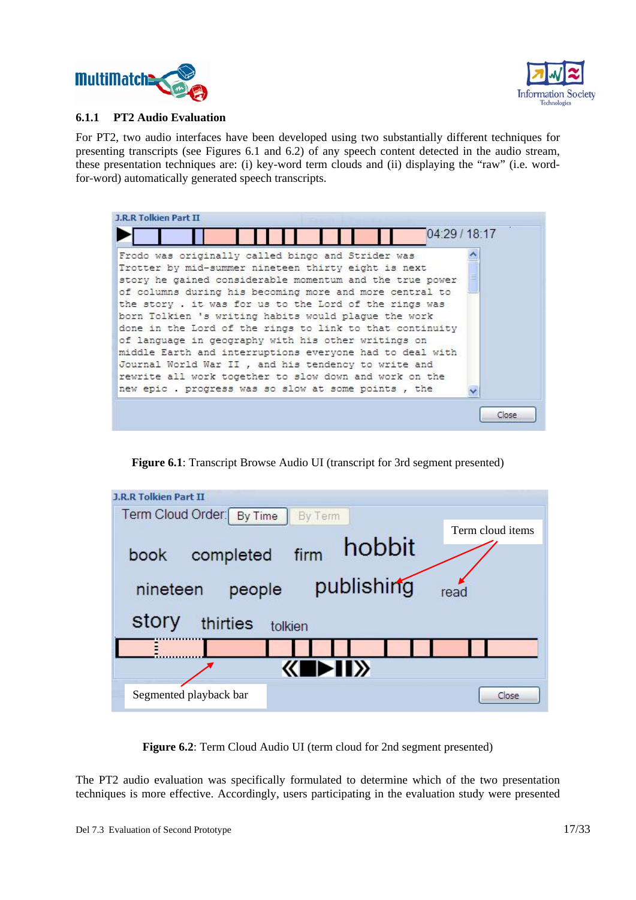### 6.1.1 PT2 Audio Evaluation

For PT2, two audio interfaces have been developed using two substantially different techniques for presenting transcripts (see Figures 6.1 and 6.2) of any speech content detected in the audio stream, these presentation techniques are: (i) key-word term clouds and (ii) displaying the "raw" (i.e. word-for-word) automatically generated speech transcripts.

**Figure 6.1**: Transcript Browse Audio UI (transcript for 3rd segment presented)

**Figure 6.2**: Term Cloud Audio UI (term cloud for 2nd segment presented)

The PT2 audio evaluation was specifically formulated to determine which of the two presentation techniques is more effective. Accordingly, users participating in the evaluation study were presented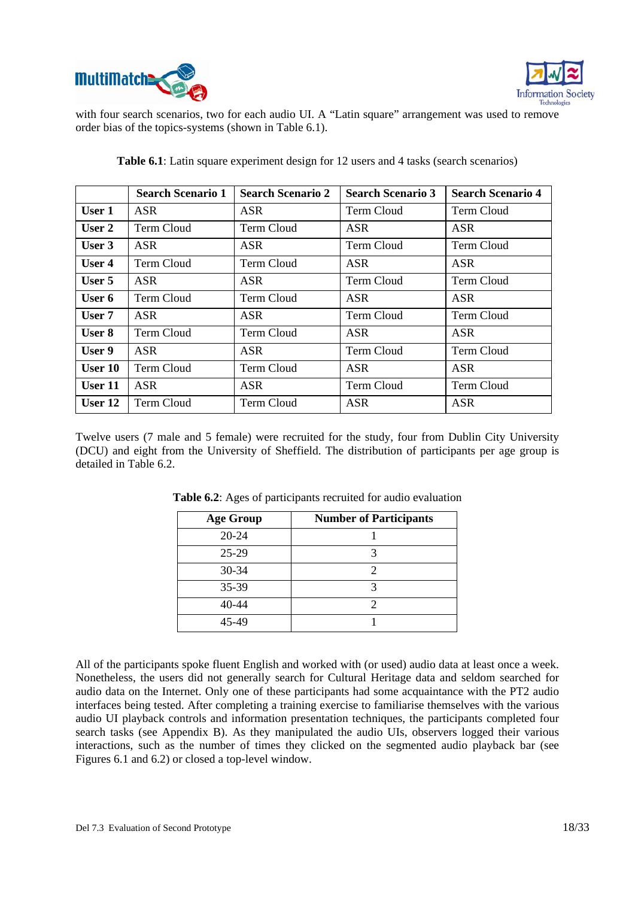with four search scenarios, two for each audio UI. A "Latin square" arrangement was used to remove order bias of the topics-systems (shown in Table 6.1).

**Table 6.1**: Latin square experiment design for 12 users and 4 tasks (search scenarios)

| | Search Scenario 1 | Search Scenario 2 | Search Scenario 3 | Search Scenario 4 |
|---|---|---|---|---|
| **User 1** | ASR | ASR | Term Cloud | Term Cloud |
| **User 2** | Term Cloud | Term Cloud | ASR | ASR |
| **User 3** | ASR | ASR | Term Cloud | Term Cloud |
| **User 4** | Term Cloud | Term Cloud | ASR | ASR |
| **User 5** | ASR | ASR | Term Cloud | Term Cloud |
| **User 6** | Term Cloud | Term Cloud | ASR | ASR |
| **User 7** | ASR | ASR | Term Cloud | Term Cloud |
| **User 8** | Term Cloud | Term Cloud | ASR | ASR |
| **User 9** | ASR | ASR | Term Cloud | Term Cloud |
| **User 10** | Term Cloud | Term Cloud | ASR | ASR |
| **User 11** | ASR | ASR | Term Cloud | Term Cloud |
| **User 12** | Term Cloud | Term Cloud | ASR | ASR |

Twelve users (7 male and 5 female) were recruited for the study, four from Dublin City University (DCU) and eight from the University of Sheffield. The distribution of participants per age group is detailed in Table 6.2.

**Table 6.2**: Ages of participants recruited for audio evaluation

| Age Group | Number of Participants |
|---|---|
| 20-24 | 1 |
| 25-29 | 3 |
| 30-34 | 2 |
| 35-39 | 3 |
| 40-44 | 2 |
| 45-49 | 1 |

All of the participants spoke fluent English and worked with (or used) audio data at least once a week. Nonetheless, the users did not generally search for Cultural Heritage data and seldom searched for audio data on the Internet. Only one of these participants had some acquaintance with the PT2 audio interfaces being tested. After completing a training exercise to familiarise themselves with the various audio UI playback controls and information presentation techniques, the participants completed four search tasks (see Appendix B). As they manipulated the audio UIs, observers logged their various interactions, such as the number of times they clicked on the segmented audio playback bar (see Figures 6.1 and 6.2) or closed a top-level window.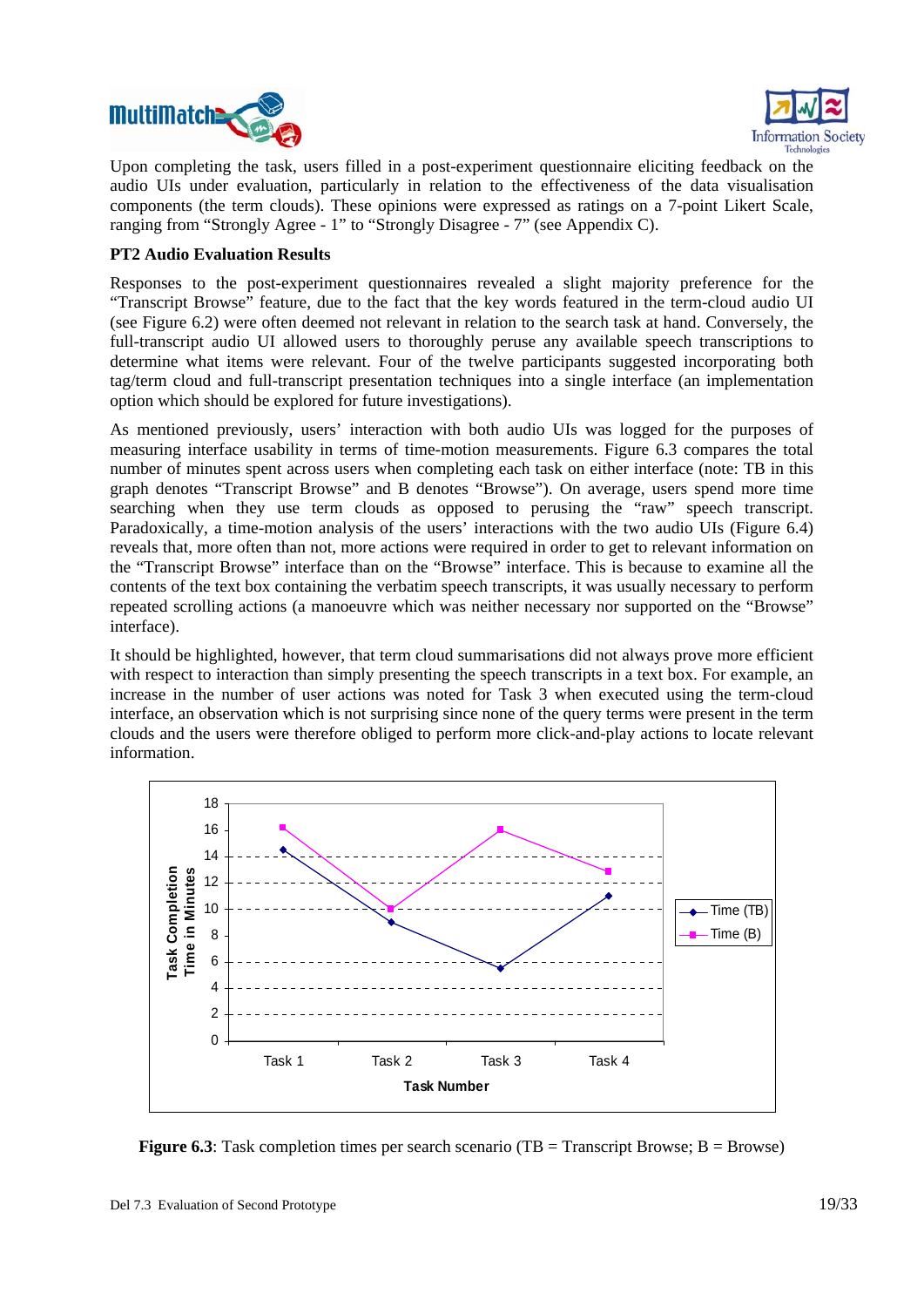Upon completing the task, users filled in a post-experiment questionnaire eliciting feedback on the audio UIs under evaluation, particularly in relation to the effectiveness of the data visualisation components (the term clouds). These opinions were expressed as ratings on a 7-point Likert Scale, ranging from “Strongly Agree - 1” to “Strongly Disagree - 7” (see Appendix C).

**PT2 Audio Evaluation Results**

Responses to the post-experiment questionnaires revealed a slight majority preference for the “Transcript Browse” feature, due to the fact that the key words featured in the term-cloud audio UI (see Figure 6.2) were often deemed not relevant in relation to the search task at hand. Conversely, the full-transcript audio UI allowed users to thoroughly peruse any available speech transcriptions to determine what items were relevant. Four of the twelve participants suggested incorporating both tag/term cloud and full-transcript presentation techniques into a single interface (an implementation option which should be explored for future investigations).

As mentioned previously, users’ interaction with both audio UIs was logged for the purposes of measuring interface usability in terms of time-motion measurements. Figure 6.3 compares the total number of minutes spent across users when completing each task on either interface (note: TB in this graph denotes “Transcript Browse” and B denotes “Browse”). On average, users spend more time searching when they use term clouds as opposed to perusing the “raw” speech transcript. Paradoxically, a time-motion analysis of the users’ interactions with the two audio UIs (Figure 6.4) reveals that, more often than not, more actions were required in order to get to relevant information on the “Transcript Browse” interface than on the “Browse” interface. This is because to examine all the contents of the text box containing the verbatim speech transcripts, it was usually necessary to perform repeated scrolling actions (a manoeuvre which was neither necessary nor supported on the “Browse” interface).

It should be highlighted, however, that term cloud summarisations did not always prove more efficient with respect to interaction than simply presenting the speech transcripts in a text box. For example, an increase in the number of user actions was noted for Task 3 when executed using the term-cloud interface, an observation which is not surprising since none of the query terms were present in the term clouds and the users were therefore obliged to perform more click-and-play actions to locate relevant information.

**Figure 6.3**: Task completion times per search scenario (TB = Transcript Browse; B = Browse)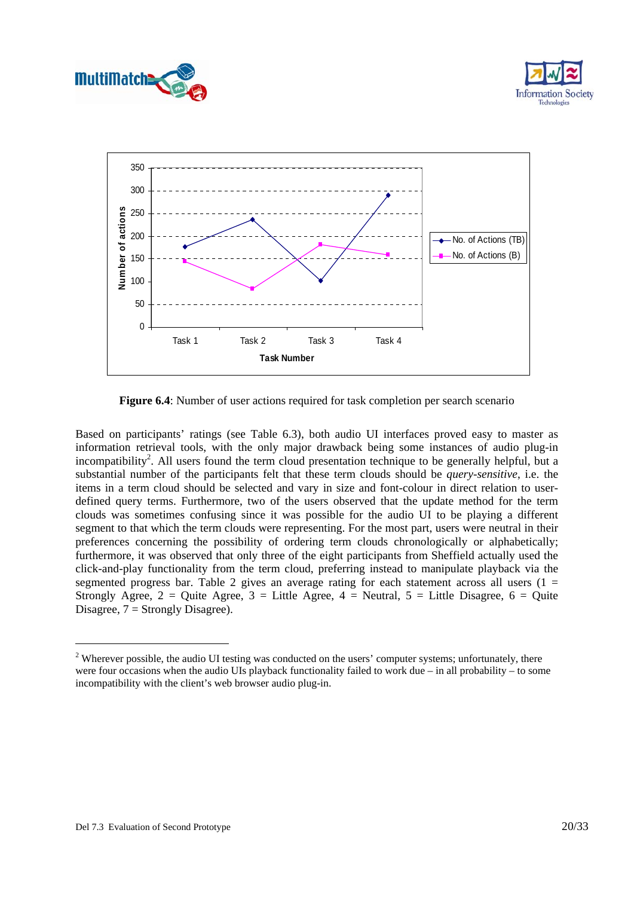**Figure 6.4**: Number of user actions required for task completion per search scenario

Based on participants' ratings (see Table 6.3), both audio UI interfaces proved easy to master as information retrieval tools, with the only major drawback being some instances of audio plug-in incompatibility[2]. All users found the term cloud presentation technique to be generally helpful, but a substantial number of the participants felt that these term clouds should be *query-sensitive*, i.e. the items in a term cloud should be selected and vary in size and font-colour in direct relation to user-defined query terms. Furthermore, two of the users observed that the update method for the term clouds was sometimes confusing since it was possible for the audio UI to be playing a different segment to that which the term clouds were representing. For the most part, users were neutral in their preferences concerning the possibility of ordering term clouds chronologically or alphabetically; furthermore, it was observed that only three of the eight participants from Sheffield actually used the click-and-play functionality from the term cloud, preferring instead to manipulate playback via the segmented progress bar. Table 2 gives an average rating for each statement across all users (1 = Strongly Agree, 2 = Quite Agree, 3 = Little Agree, 4 = Neutral, 5 = Little Disagree, 6 = Quite Disagree, 7 = Strongly Disagree).

---

[2] Wherever possible, the audio UI testing was conducted on the users' computer systems; unfortunately, there were four occasions when the audio UIs playback functionality failed to work due – in all probability – to some incompatibility with the client's web browser audio plug-in.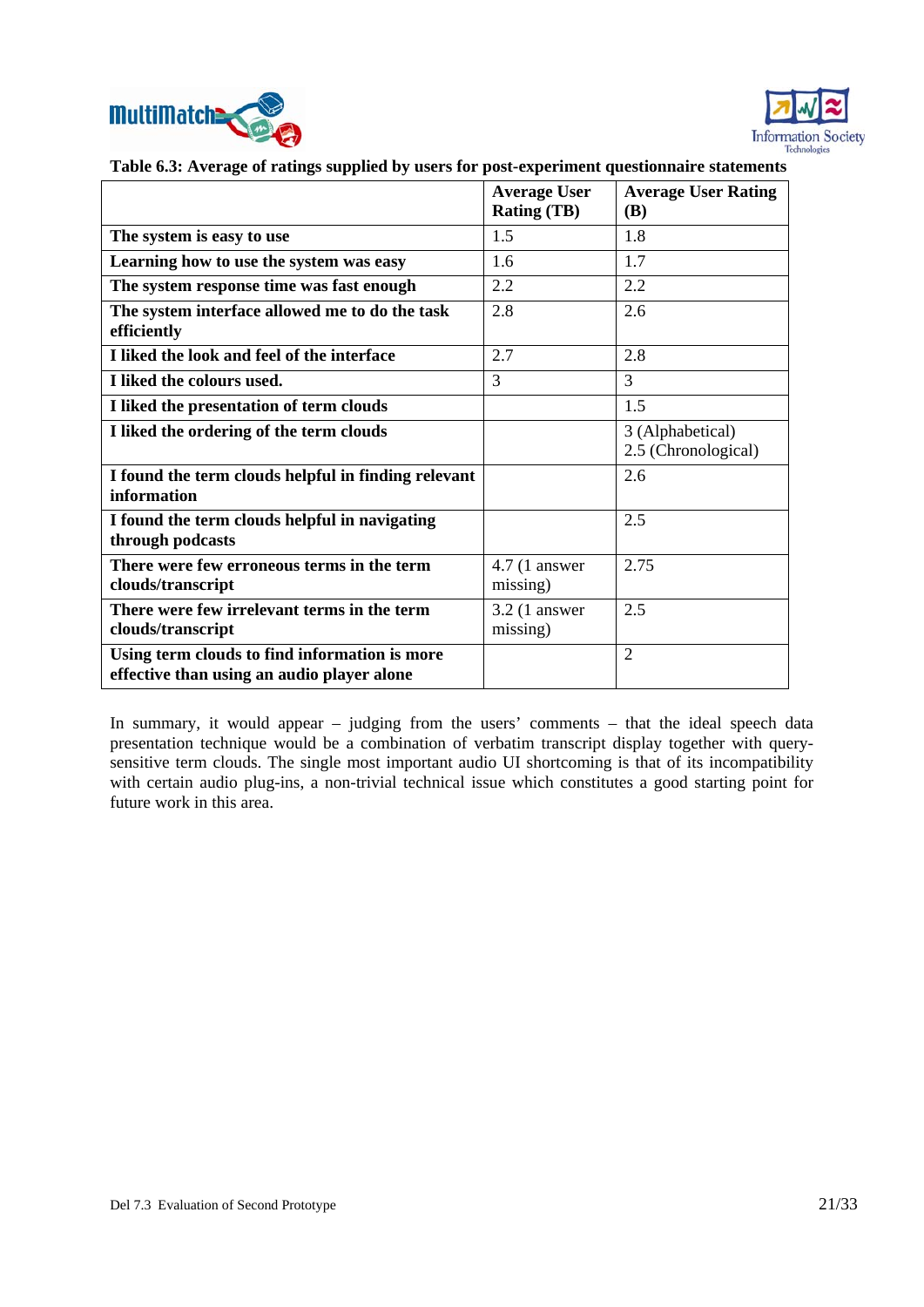**Table 6.3: Average of ratings supplied by users for post-experiment questionnaire statements**

| | Average User Rating (TB) | Average User Rating (B) |
|---|---|---|
| **The system is easy to use** | 1.5 | 1.8 |
| **Learning how to use the system was easy** | 1.6 | 1.7 |
| **The system response time was fast enough** | 2.2 | 2.2 |
| **The system interface allowed me to do the task efficiently** | 2.8 | 2.6 |
| **I liked the look and feel of the interface** | 2.7 | 2.8 |
| **I liked the colours used.** | 3 | 3 |
| **I liked the presentation of term clouds** | | 1.5 |
| **I liked the ordering of the term clouds** | | 3 (Alphabetical) 2.5 (Chronological) |
| **I found the term clouds helpful in finding relevant information** | | 2.6 |
| **I found the term clouds helpful in navigating through podcasts** | | 2.5 |
| **There were few erroneous terms in the term clouds/transcript** | 4.7 (1 answer missing) | 2.75 |
| **There were few irrelevant terms in the term clouds/transcript** | 3.2 (1 answer missing) | 2.5 |
| **Using term clouds to find information is more effective than using an audio player alone** | | 2 |

In summary, it would appear – judging from the users' comments – that the ideal speech data presentation technique would be a combination of verbatim transcript display together with query-sensitive term clouds. The single most important audio UI shortcoming is that of its incompatibility with certain audio plug-ins, a non-trivial technical issue which constitutes a good starting point for future work in this area.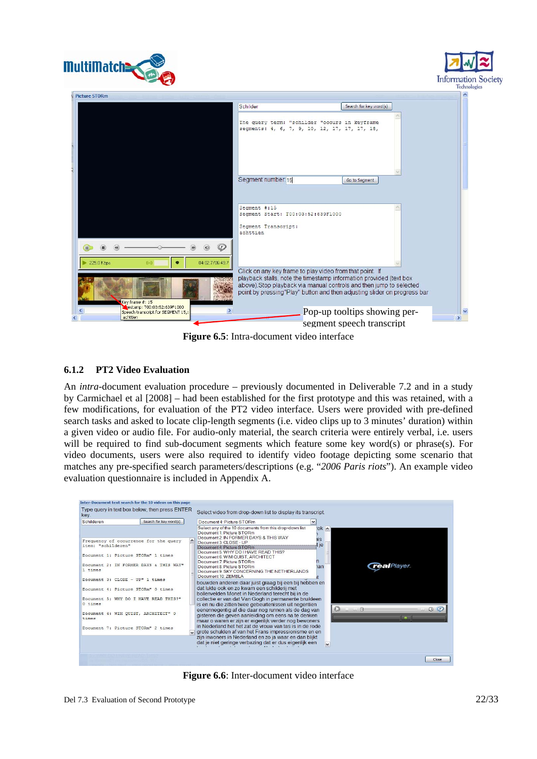Figure 6.5: Intra-document video interface

### 6.1.2 PT2 Video Evaluation

An *intra*-document evaluation procedure – previously documented in Deliverable 7.2 and in a study by Carmichael et al [2008] – had been established for the first prototype and this was retained, with a few modifications, for evaluation of the PT2 video interface. Users were provided with pre-defined search tasks and asked to locate clip-length segments (i.e. video clips up to 3 minutes' duration) within a given video or audio file. For audio-only material, the search criteria were entirely verbal, i.e. users will be required to find sub-document segments which feature some key word(s) or phrase(s). For video documents, users were also required to identify video footage depicting some scenario that matches any pre-specified search parameters/descriptions (e.g. "*2006 Paris riots*"). An example video evaluation questionnaire is included in Appendix A.

Figure 6.6: Inter-document video interface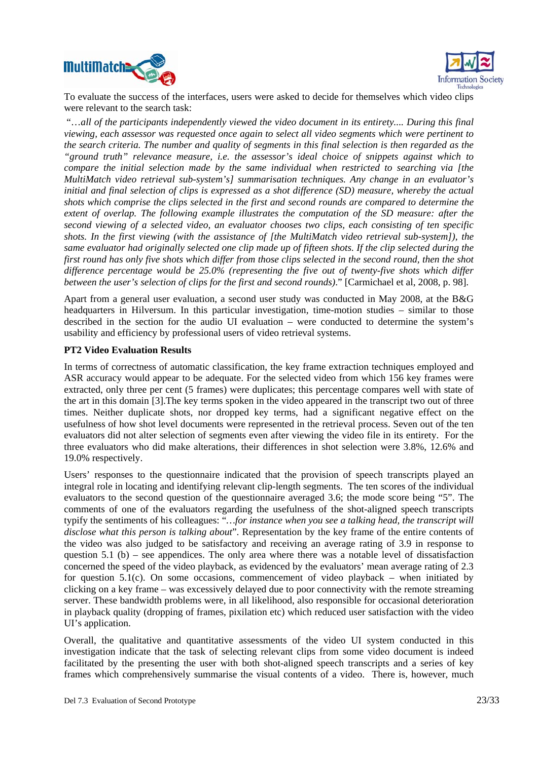To evaluate the success of the interfaces, users were asked to decide for themselves which video clips were relevant to the search task:

*"…all of the participants independently viewed the video document in its entirety.... During this final viewing, each assessor was requested once again to select all video segments which were pertinent to the search criteria. The number and quality of segments in this final selection is then regarded as the "ground truth" relevance measure, i.e. the assessor's ideal choice of snippets against which to compare the initial selection made by the same individual when restricted to searching via [the MultiMatch video retrieval sub-system's] summarisation techniques. Any change in an evaluator's initial and final selection of clips is expressed as a shot difference (SD) measure, whereby the actual shots which comprise the clips selected in the first and second rounds are compared to determine the extent of overlap. The following example illustrates the computation of the SD measure: after the second viewing of a selected video, an evaluator chooses two clips, each consisting of ten specific shots. In the first viewing (with the assistance of [the MultiMatch video retrieval sub-system]), the same evaluator had originally selected one clip made up of fifteen shots. If the clip selected during the first round has only five shots which differ from those clips selected in the second round, then the shot difference percentage would be 25.0% (representing the five out of twenty-five shots which differ between the user's selection of clips for the first and second rounds)*." [Carmichael et al, 2008, p. 98].

Apart from a general user evaluation, a second user study was conducted in May 2008, at the B&G headquarters in Hilversum. In this particular investigation, time-motion studies – similar to those described in the section for the audio UI evaluation – were conducted to determine the system's usability and efficiency by professional users of video retrieval systems.

**PT2 Video Evaluation Results**

In terms of correctness of automatic classification, the key frame extraction techniques employed and ASR accuracy would appear to be adequate. For the selected video from which 156 key frames were extracted, only three per cent (5 frames) were duplicates; this percentage compares well with state of the art in this domain [3].The key terms spoken in the video appeared in the transcript two out of three times. Neither duplicate shots, nor dropped key terms, had a significant negative effect on the usefulness of how shot level documents were represented in the retrieval process. Seven out of the ten evaluators did not alter selection of segments even after viewing the video file in its entirety. For the three evaluators who did make alterations, their differences in shot selection were 3.8%, 12.6% and 19.0% respectively.

Users' responses to the questionnaire indicated that the provision of speech transcripts played an integral role in locating and identifying relevant clip-length segments. The ten scores of the individual evaluators to the second question of the questionnaire averaged 3.6; the mode score being "5". The comments of one of the evaluators regarding the usefulness of the shot-aligned speech transcripts typify the sentiments of his colleagues: "*…for instance when you see a talking head, the transcript will disclose what this person is talking about*". Representation by the key frame of the entire contents of the video was also judged to be satisfactory and receiving an average rating of 3.9 in response to question 5.1 (b) – see appendices. The only area where there was a notable level of dissatisfaction concerned the speed of the video playback, as evidenced by the evaluators' mean average rating of 2.3 for question 5.1(c). On some occasions, commencement of video playback – when initiated by clicking on a key frame – was excessively delayed due to poor connectivity with the remote streaming server. These bandwidth problems were, in all likelihood, also responsible for occasional deterioration in playback quality (dropping of frames, pixilation etc) which reduced user satisfaction with the video UI's application.

Overall, the qualitative and quantitative assessments of the video UI system conducted in this investigation indicate that the task of selecting relevant clips from some video document is indeed facilitated by the presenting the user with both shot-aligned speech transcripts and a series of key frames which comprehensively summarise the visual contents of a video. There is, however, much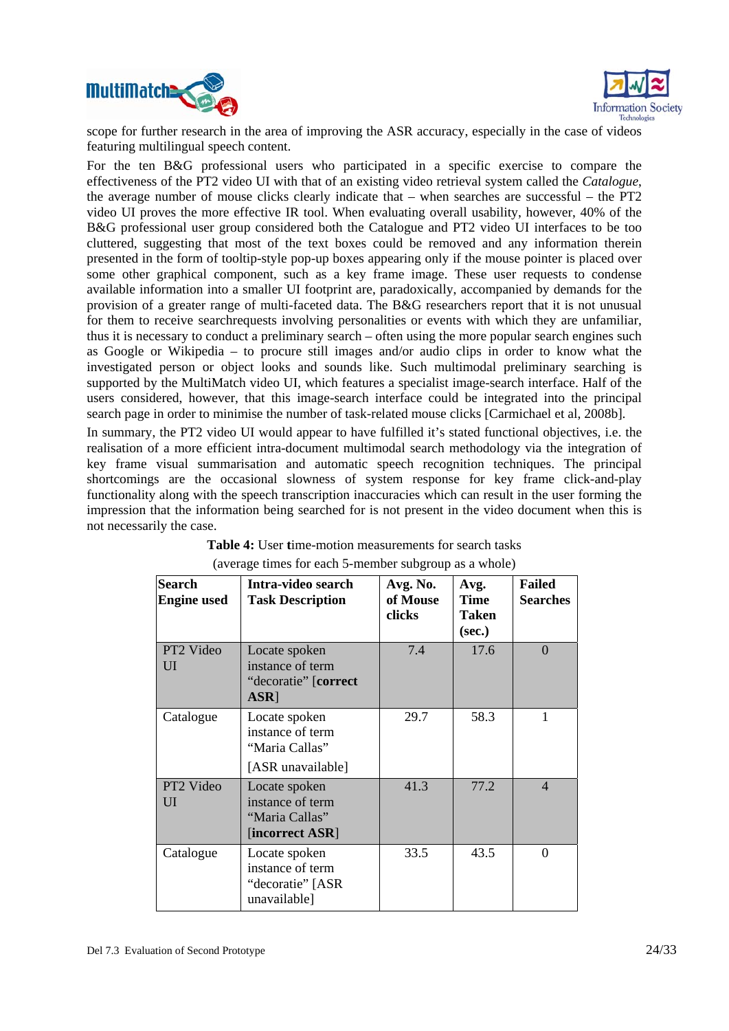scope for further research in the area of improving the ASR accuracy, especially in the case of videos featuring multilingual speech content.

For the ten B&G professional users who participated in a specific exercise to compare the effectiveness of the PT2 video UI with that of an existing video retrieval system called the *Catalogue*, the average number of mouse clicks clearly indicate that – when searches are successful – the PT2 video UI proves the more effective IR tool. When evaluating overall usability, however, 40% of the B&G professional user group considered both the Catalogue and PT2 video UI interfaces to be too cluttered, suggesting that most of the text boxes could be removed and any information therein presented in the form of tooltip-style pop-up boxes appearing only if the mouse pointer is placed over some other graphical component, such as a key frame image. These user requests to condense available information into a smaller UI footprint are, paradoxically, accompanied by demands for the provision of a greater range of multi-faceted data. The B&G researchers report that it is not unusual for them to receive searchrequests involving personalities or events with which they are unfamiliar, thus it is necessary to conduct a preliminary search – often using the more popular search engines such as Google or Wikipedia – to procure still images and/or audio clips in order to know what the investigated person or object looks and sounds like. Such multimodal preliminary searching is supported by the MultiMatch video UI, which features a specialist image-search interface. Half of the users considered, however, that this image-search interface could be integrated into the principal search page in order to minimise the number of task-related mouse clicks [Carmichael et al, 2008b].

In summary, the PT2 video UI would appear to have fulfilled it's stated functional objectives, i.e. the realisation of a more efficient intra-document multimodal search methodology via the integration of key frame visual summarisation and automatic speech recognition techniques. The principal shortcomings are the occasional slowness of system response for key frame click-and-play functionality along with the speech transcription inaccuracies which can result in the user forming the impression that the information being searched for is not present in the video document when this is not necessarily the case.

**Table 4:** User **t**ime-motion measurements for search tasks (average times for each 5-member subgroup as a whole)

| **Search Engine used** | **Intra-video search Task Description** | **Avg. No. of Mouse clicks** | **Avg. Time Taken (sec.)** | **Failed Searches** |
|---|---|---|---|---|
| PT2 Video UI | Locate spoken instance of term "decoratie" [**correct ASR**] | 7.4 | 17.6 | 0 |
| Catalogue | Locate spoken instance of term "Maria Callas" [ASR unavailable] | 29.7 | 58.3 | 1 |
| PT2 Video UI | Locate spoken instance of term "Maria Callas" [**incorrect ASR**] | 41.3 | 77.2 | 4 |
| Catalogue | Locate spoken instance of term "decoratie" [ASR unavailable] | 33.5 | 43.5 | 0 |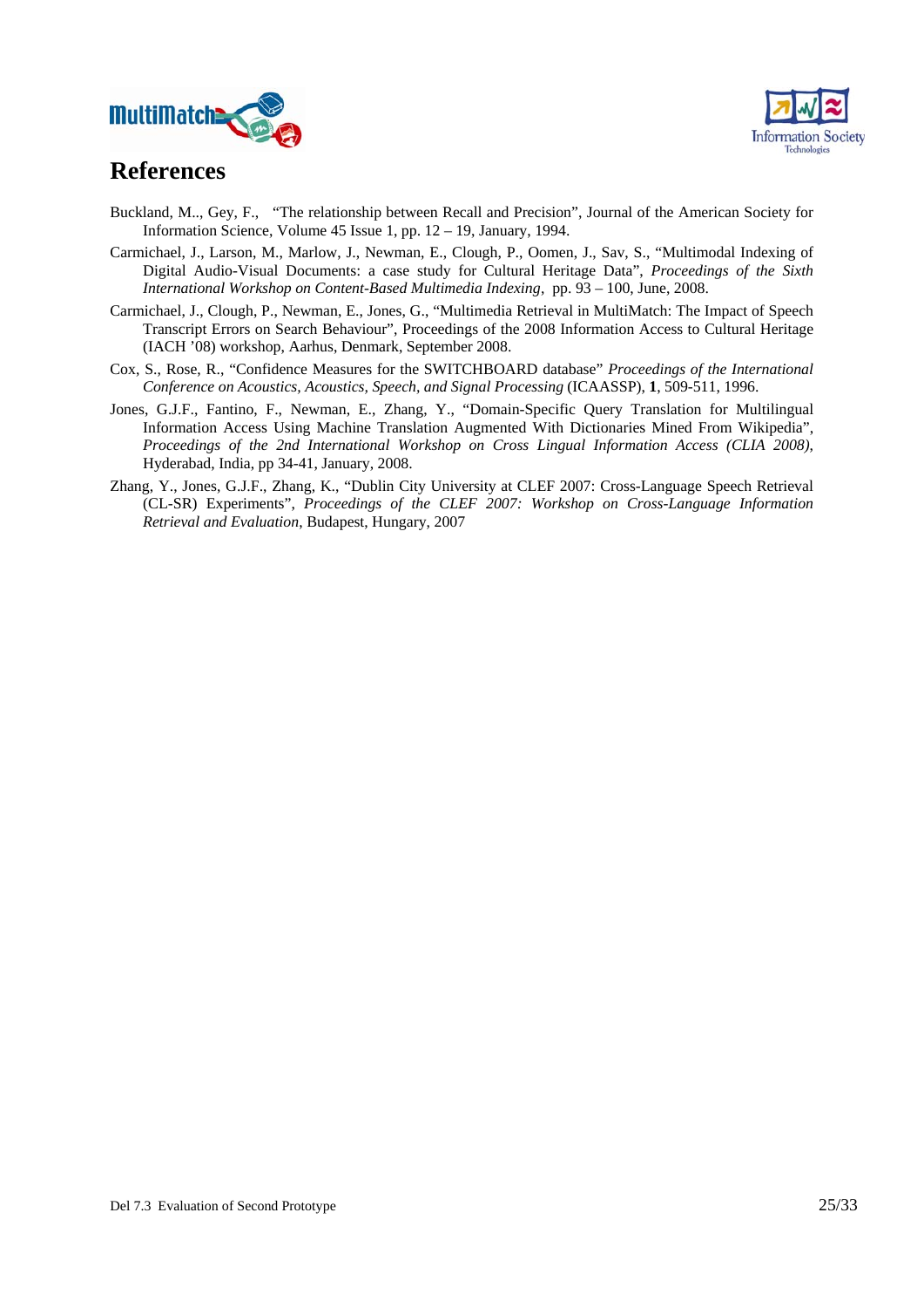# References

Buckland, M.., Gey, F., "The relationship between Recall and Precision", Journal of the American Society for Information Science, Volume 45 Issue 1, pp. 12 – 19, January, 1994.

Carmichael, J., Larson, M., Marlow, J., Newman, E., Clough, P., Oomen, J., Sav, S., "Multimodal Indexing of Digital Audio-Visual Documents: a case study for Cultural Heritage Data", *Proceedings of the Sixth International Workshop on Content-Based Multimedia Indexing*, pp. 93 – 100, June, 2008.

Carmichael, J., Clough, P., Newman, E., Jones, G., "Multimedia Retrieval in MultiMatch: The Impact of Speech Transcript Errors on Search Behaviour", Proceedings of the 2008 Information Access to Cultural Heritage (IACH '08) workshop, Aarhus, Denmark, September 2008.

Cox, S., Rose, R., "Confidence Measures for the SWITCHBOARD database" *Proceedings of the International Conference on Acoustics, Acoustics, Speech, and Signal Processing* (ICAASSP), **1**, 509-511, 1996.

Jones, G.J.F., Fantino, F., Newman, E., Zhang, Y., "Domain-Specific Query Translation for Multilingual Information Access Using Machine Translation Augmented With Dictionaries Mined From Wikipedia", *Proceedings of the 2nd International Workshop on Cross Lingual Information Access (CLIA 2008)*, Hyderabad, India, pp 34-41, January, 2008.

Zhang, Y., Jones, G.J.F., Zhang, K., "Dublin City University at CLEF 2007: Cross-Language Speech Retrieval (CL-SR) Experiments", *Proceedings of the CLEF 2007: Workshop on Cross-Language Information Retrieval and Evaluation*, Budapest, Hungary, 2007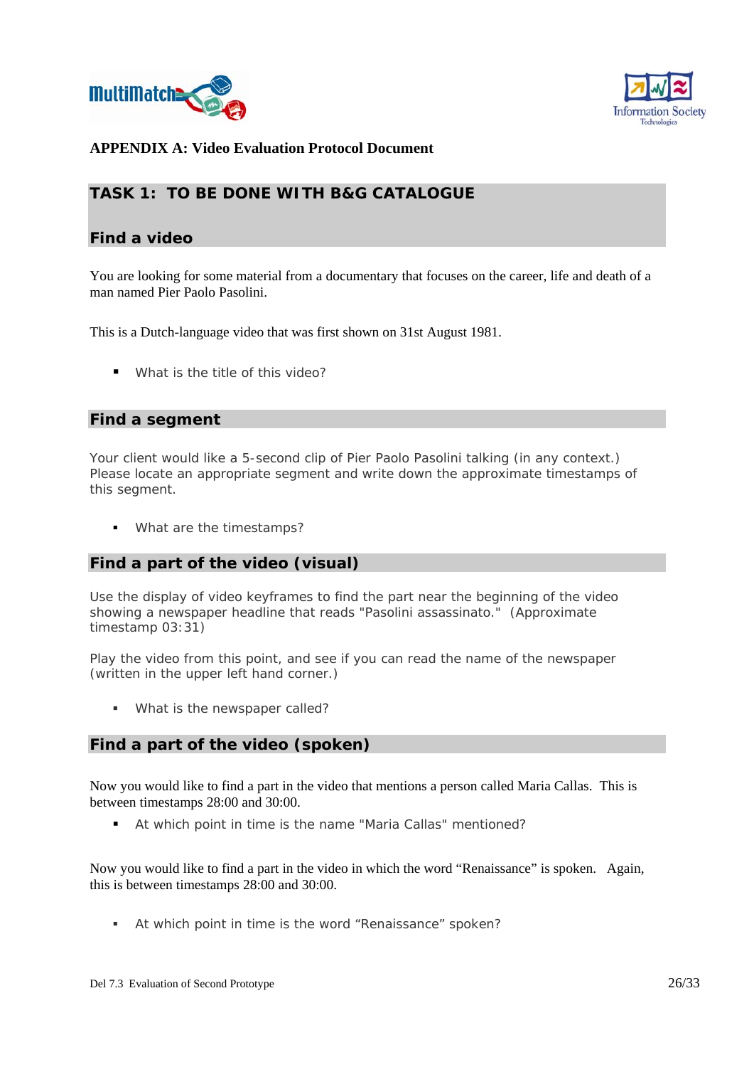## APPENDIX A: Video Evaluation Protocol Document

## TASK 1: TO BE DONE WITH B&G CATALOGUE

### Find a video

You are looking for some material from a documentary that focuses on the career, life and death of a man named Pier Paolo Pasolini.

This is a Dutch-language video that was first shown on 31st August 1981.

- What is the title of this video?

### Find a segment

Your client would like a 5-second clip of Pier Paolo Pasolini talking (in any context.) Please locate an appropriate segment and write down the approximate timestamps of this segment.

- What are the timestamps?

### Find a part of the video (visual)

Use the display of video keyframes to find the part near the beginning of the video showing a newspaper headline that reads "Pasolini assassinato." (Approximate timestamp 03:31)

Play the video from this point, and see if you can read the name of the newspaper (written in the upper left hand corner.)

- What is the newspaper called?

### Find a part of the video (spoken)

Now you would like to find a part in the video that mentions a person called Maria Callas. This is between timestamps 28:00 and 30:00.

- At which point in time is the name "Maria Callas" mentioned?

Now you would like to find a part in the video in which the word “Renaissance” is spoken. Again, this is between timestamps 28:00 and 30:00.

- At which point in time is the word “Renaissance” spoken?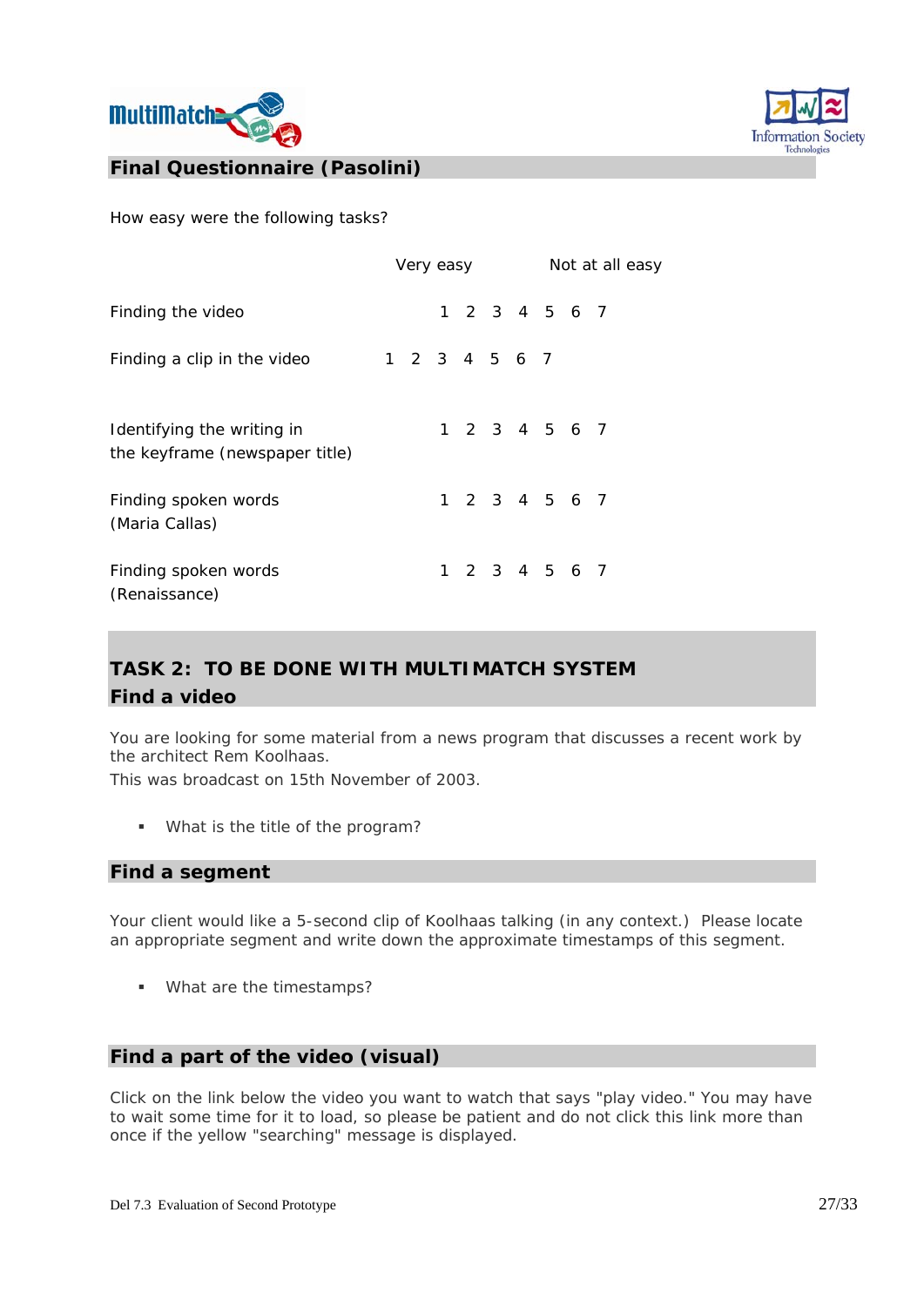## Final Questionnaire (Pasolini)

How easy were the following tasks?

| | Very easy | | | | | | Not at all easy |
|---|---|---|---|---|---|---|---|
| Finding the video | 1 | 2 | 3 | 4 | 5 | 6 | 7 |
| Finding a clip in the video | 1 | 2 | 3 | 4 | 5 | 6 | 7 |
| Identifying the writing in the keyframe (newspaper title) | 1 | 2 | 3 | 4 | 5 | 6 | 7 |
| Finding spoken words (Maria Callas) | 1 | 2 | 3 | 4 | 5 | 6 | 7 |
| Finding spoken words (Renaissance) | 1 | 2 | 3 | 4 | 5 | 6 | 7 |

## TASK 2: TO BE DONE WITH MULTIMATCH SYSTEM

### Find a video

You are looking for some material from a news program that discusses a recent work by the architect Rem Koolhaas.
This was broadcast on 15th November of 2003.

- What is the title of the program?

### Find a segment

Your client would like a 5-second clip of Koolhaas talking (in any context.) Please locate an appropriate segment and write down the approximate timestamps of this segment.

- What are the timestamps?

### Find a part of the video (visual)

Click on the link below the video you want to watch that says "play video." You may have to wait some time for it to load, so please be patient and do not click this link more than once if the yellow "searching" message is displayed.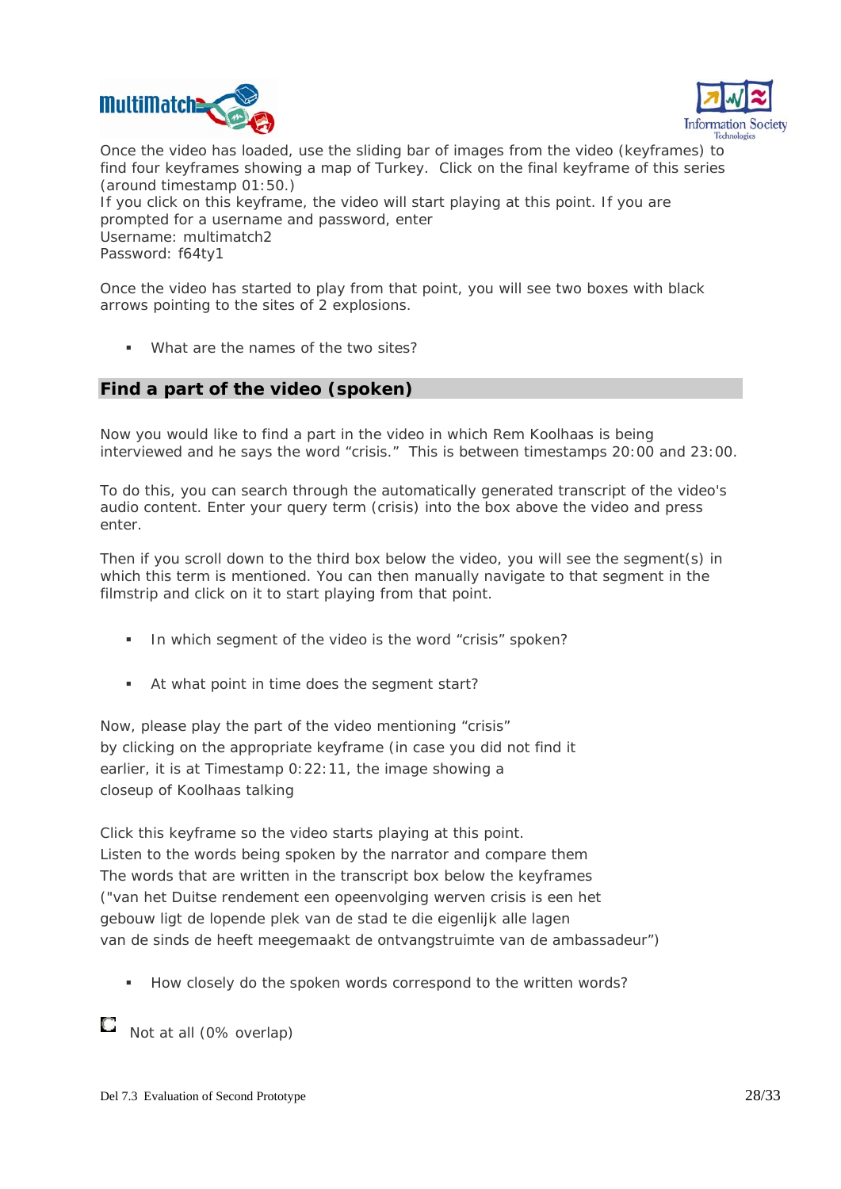Once the video has loaded, use the sliding bar of images from the video (keyframes) to find four keyframes showing a map of Turkey. Click on the final keyframe of this series (around timestamp 01:50.)
If you click on this keyframe, the video will start playing at this point. If you are prompted for a username and password, enter
Username: multimatch2
Password: f64ty1

Once the video has started to play from that point, you will see two boxes with black arrows pointing to the sites of 2 explosions.

- What are the names of the two sites?

## Find a part of the video (spoken)

Now you would like to find a part in the video in which Rem Koolhaas is being interviewed and he says the word "crisis." This is between timestamps 20:00 and 23:00.

To do this, you can search through the automatically generated transcript of the video's audio content. Enter your query term (crisis) into the box above the video and press enter.

Then if you scroll down to the third box below the video, you will see the segment(s) in which this term is mentioned. You can then manually navigate to that segment in the filmstrip and click on it to start playing from that point.

- In which segment of the video is the word "crisis" spoken?

- At what point in time does the segment start?

Now, please play the part of the video mentioning "crisis"
by clicking on the appropriate keyframe (in case you did not find it earlier, it is at Timestamp 0:22:11, the image showing a closeup of Koolhaas talking

Click this keyframe so the video starts playing at this point.
Listen to the words being spoken by the narrator and compare them
The words that are written in the transcript box below the keyframes
("van het Duitse rendement een opeenvolging werven crisis is een het gebouw ligt de lopende plek van de stad te die eigenlijk alle lagen van de sinds de heeft meegemaakt de ontvangstruimte van de ambassadeur")

- How closely do the spoken words correspond to the written words?

☐ Not at all (0% overlap)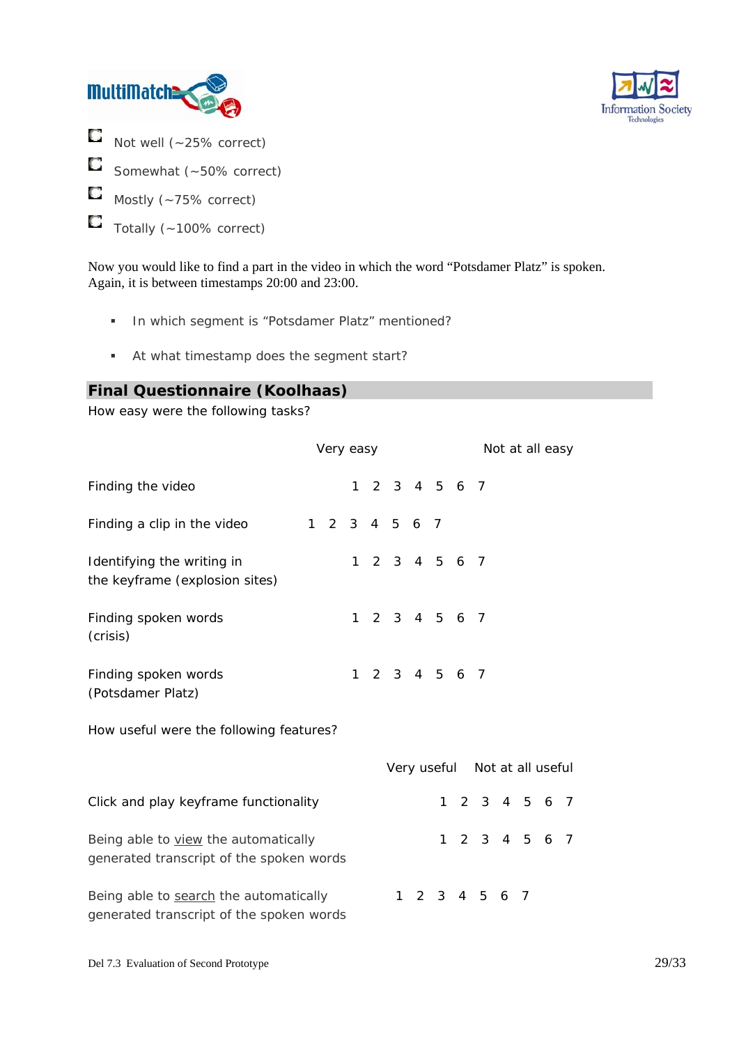- Not well (~25% correct)
- Somewhat (~50% correct)
- Mostly (~75% correct)
- Totally (~100% correct)

Now you would like to find a part in the video in which the word "Potsdamer Platz" is spoken. Again, it is between timestamps 20:00 and 23:00.

- In which segment is "Potsdamer Platz" mentioned?
- At what timestamp does the segment start?

## Final Questionnaire (Koolhaas)

How easy were the following tasks?

| | Very easy | | | | | | Not at all easy |
|---|---|---|---|---|---|---|---|
| Finding the video | 1 | 2 | 3 | 4 | 5 | 6 | 7 |
| Finding a clip in the video | 1 | 2 | 3 | 4 | 5 | 6 | 7 |
| Identifying the writing in the keyframe (explosion sites) | 1 | 2 | 3 | 4 | 5 | 6 | 7 |
| Finding spoken words (crisis) | 1 | 2 | 3 | 4 | 5 | 6 | 7 |
| Finding spoken words (Potsdamer Platz) | 1 | 2 | 3 | 4 | 5 | 6 | 7 |

How useful were the following features?

| | Very useful | | | | | | Not at all useful |
|---|---|---|---|---|---|---|---|
| Click and play keyframe functionality | 1 | 2 | 3 | 4 | 5 | 6 | 7 |
| Being able to <u>view</u> the automatically generated transcript of the spoken words | 1 | 2 | 3 | 4 | 5 | 6 | 7 |
| Being able to <u>search</u> the automatically generated transcript of the spoken words | 1 | 2 | 3 | 4 | 5 | 6 | 7 |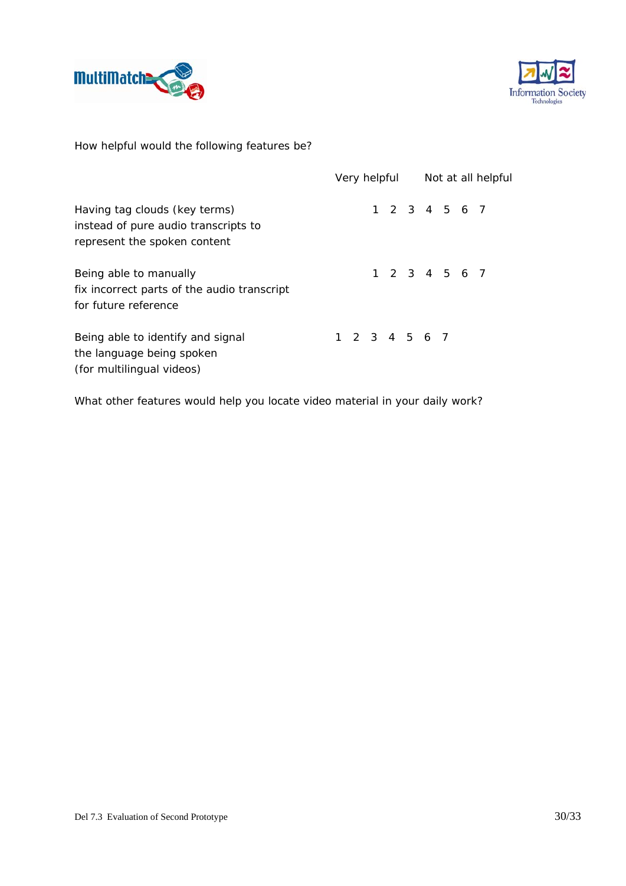How helpful would the following features be?

| | Very helpful | | | | | | Not at all helpful |
|---|---|---|---|---|---|---|---|
| Having tag clouds (key terms) instead of pure audio transcripts to represent the spoken content | 1 | 2 | 3 | 4 | 5 | 6 | 7 |
| Being able to manually fix incorrect parts of the audio transcript for future reference | 1 | 2 | 3 | 4 | 5 | 6 | 7 |
| Being able to identify and signal the language being spoken (for multilingual videos) | 1 | 2 | 3 | 4 | 5 | 6 | 7 |

What other features would help you locate video material in your daily work?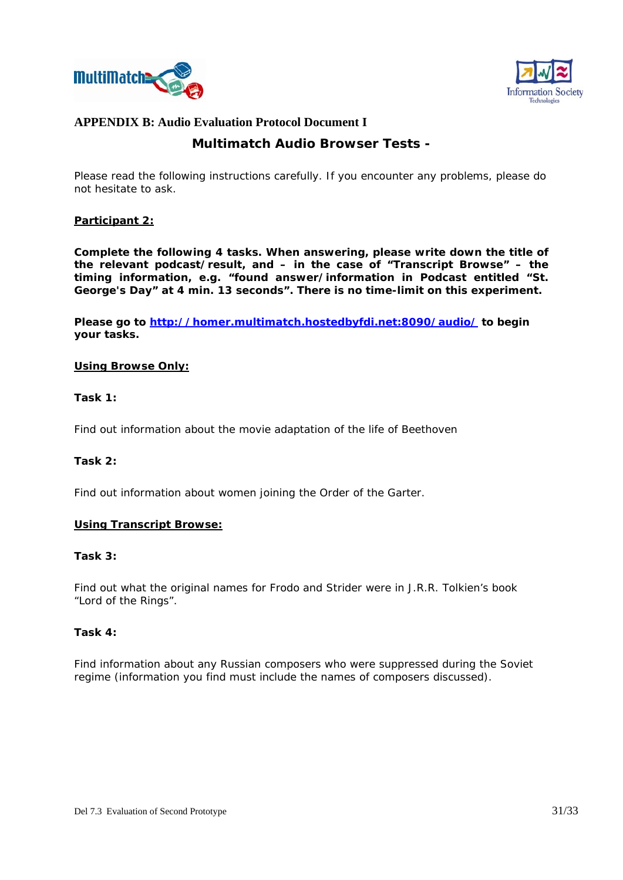## APPENDIX B: Audio Evaluation Protocol Document I

### Multimatch Audio Browser Tests -

Please read the following instructions carefully. If you encounter any problems, please do not hesitate to ask.

**<u>Participant 2:</u>**

**Complete the following 4 tasks. When answering, please write down the title of the relevant podcast/result, and – in the case of "Transcript Browse" – the timing information, e.g. "found answer/information in Podcast entitled "St. George's Day" at 4 min. 13 seconds". There is no time-limit on this experiment.**

**Please go to [http://homer.multimatch.hostedbyfdi.net:8090/audio/](http://homer.multimatch.hostedbyfdi.net:8090/audio/) to begin your tasks.**

**<u>Using Browse Only:</u>**

**Task 1:**

Find out information about the movie adaptation of the life of Beethoven

**Task 2:**

Find out information about women joining the Order of the Garter.

**<u>Using Transcript Browse:</u>**

**Task 3:**

Find out what the original names for Frodo and Strider were in J.R.R. Tolkien's book "Lord of the Rings".

**Task 4:**

Find information about any Russian composers who were suppressed during the Soviet regime (information you find must include the names of composers discussed).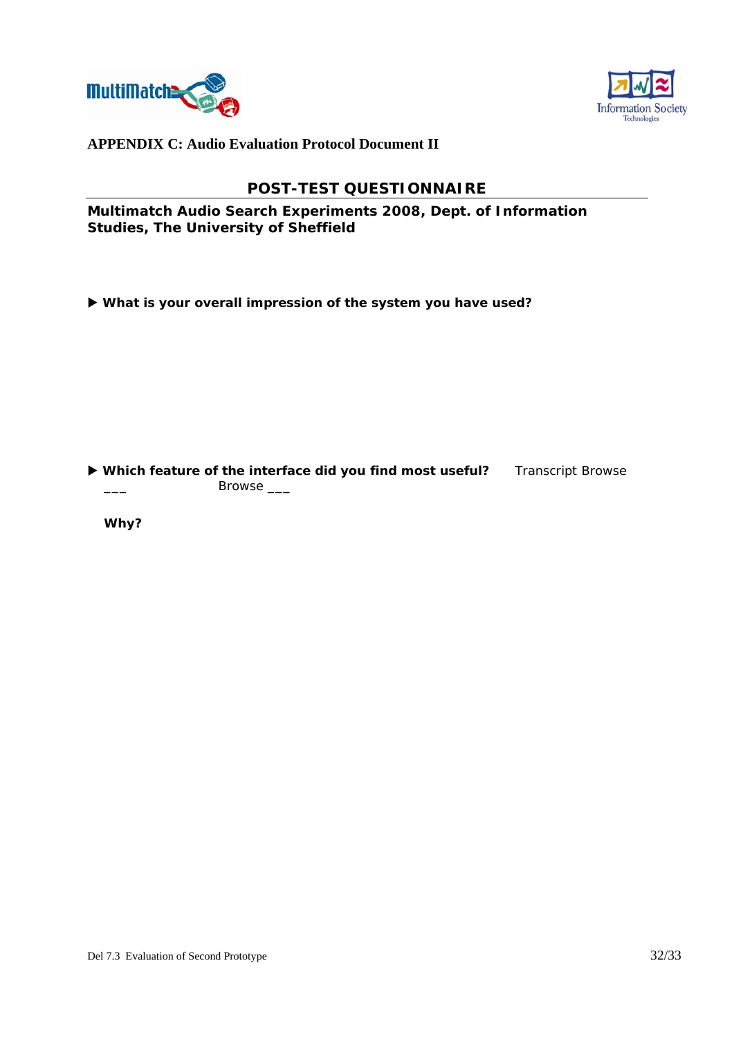**APPENDIX C: Audio Evaluation Protocol Document II**

## POST-TEST QUESTIONNAIRE

**Multimatch Audio Search Experiments 2008, Dept. of Information Studies, The University of Sheffield**

▶ **What is your overall impression of the system you have used?**

▶ **Which feature of the interface did you find most useful?** Transcript Browse ___ Browse ___

**Why?**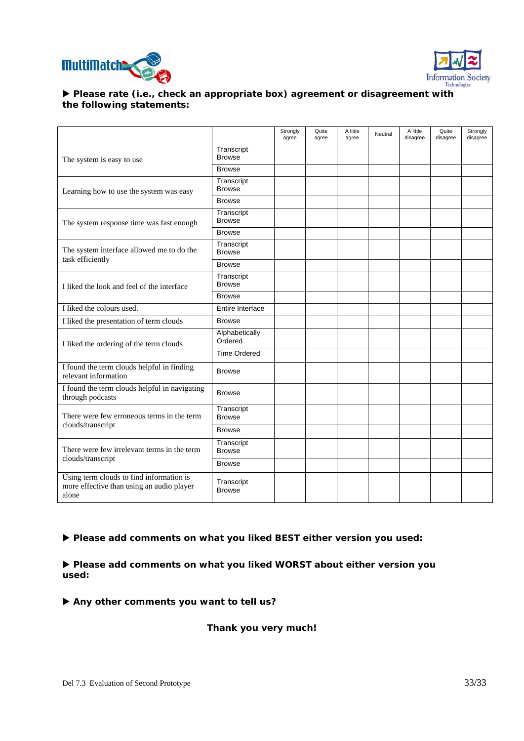▶ **Please rate (i.e., check an appropriate box) agreement or disagreement with the following statements:**

| | | Strongly agree | Quite agree | A little agree | Neutral | A little disagree | Quite disagree | Strongly disagree |
|---|---|---|---|---|---|---|---|---|
| The system is easy to use | Transcript Browse | | | | | | | |
| | Browse | | | | | | | |
| Learning how to use the system was easy | Transcript Browse | | | | | | | |
| | Browse | | | | | | | |
| The system response time was fast enough | Transcript Browse | | | | | | | |
| | Browse | | | | | | | |
| The system interface allowed me to do the task efficiently | Transcript Browse | | | | | | | |
| | Browse | | | | | | | |
| I liked the look and feel of the interface | Transcript Browse | | | | | | | |
| | Browse | | | | | | | |
| I liked the colours used. | Entire Interface | | | | | | | |
| I liked the presentation of term clouds | Browse | | | | | | | |
| I liked the ordering of the term clouds | Alphabetically Ordered | | | | | | | |
| | Time Ordered | | | | | | | |
| I found the term clouds helpful in finding relevant information | Browse | | | | | | | |
| I found the term clouds helpful in navigating through podcasts | Browse | | | | | | | |
| There were few erroneous terms in the term clouds/transcript | Transcript Browse | | | | | | | |
| | Browse | | | | | | | |
| There were few irrelevant terms in the term clouds/transcript | Transcript Browse | | | | | | | |
| | Browse | | | | | | | |
| Using term clouds to find information is more effective than using an audio player alone | Transcript Browse | | | | | | | |

▶ **Please add comments on what you liked BEST either version you used:**

▶ **Please add comments on what you liked WORST about either version you used:**

▶ **Any other comments you want to tell us?**

**Thank you very much!**